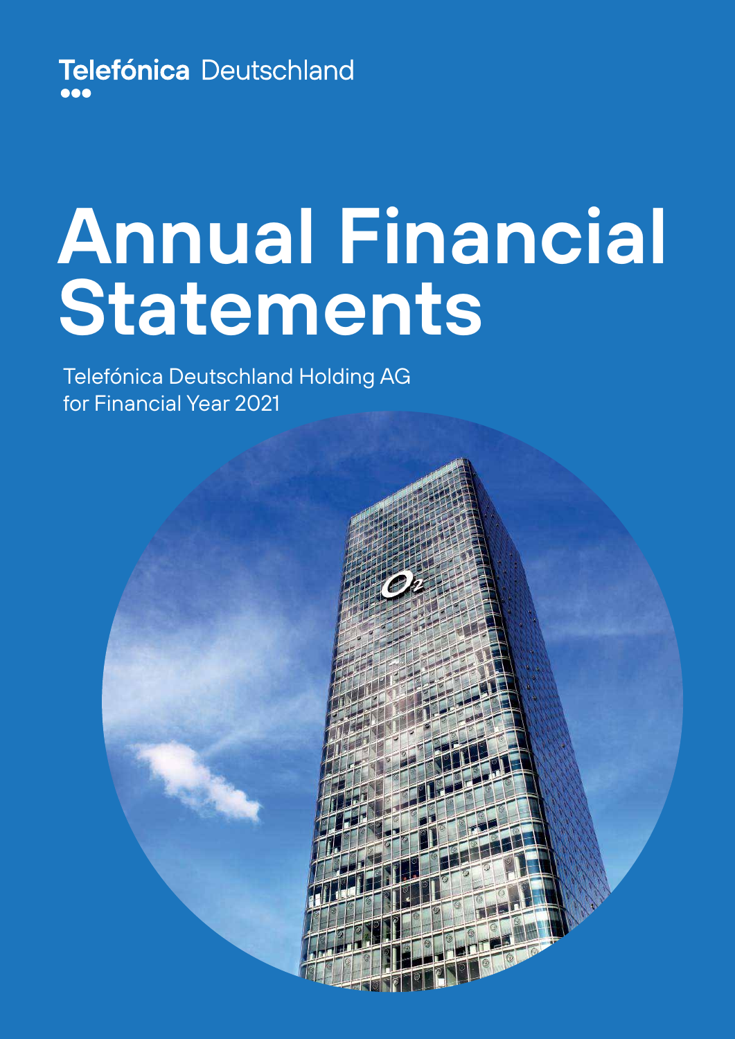Telefónica Deutschland

# Annual Financial Statements

Telefónica Deutschland Holding AG
for Financial Year 2021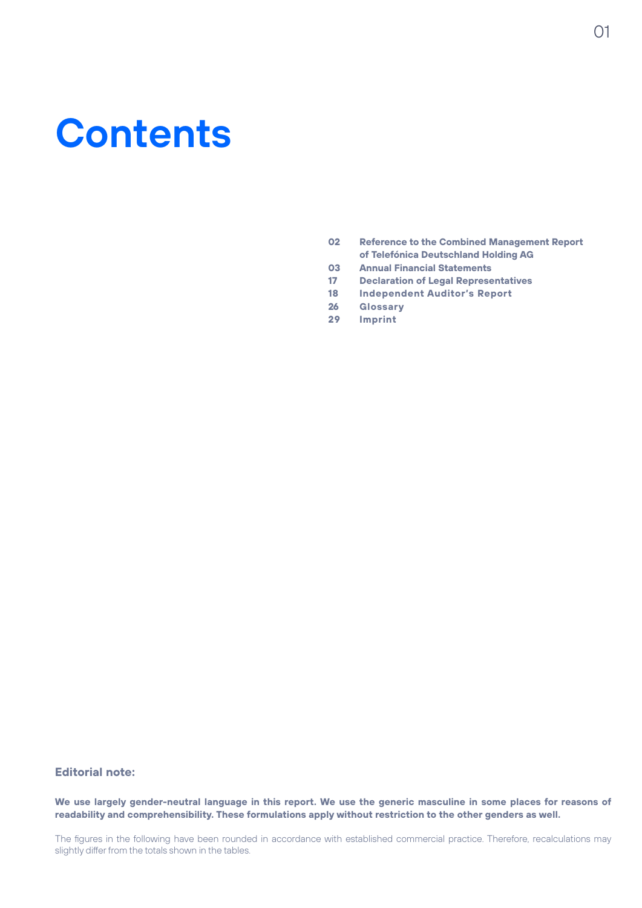# Contents

| | |
|---|---|
| 02 | Reference to the Combined Management Report of Telefónica Deutschland Holding AG |
| 03 | Annual Financial Statements |
| 17 | Declaration of Legal Representatives |
| 18 | Independent Auditor's Report |
| 26 | Glossary |
| 29 | Imprint |

**Editorial note:**

**We use largely gender-neutral language in this report. We use the generic masculine in some places for reasons of readability and comprehensibility. These formulations apply without restriction to the other genders as well.**

The figures in the following have been rounded in accordance with established commercial practice. Therefore, recalculations may slightly differ from the totals shown in the tables.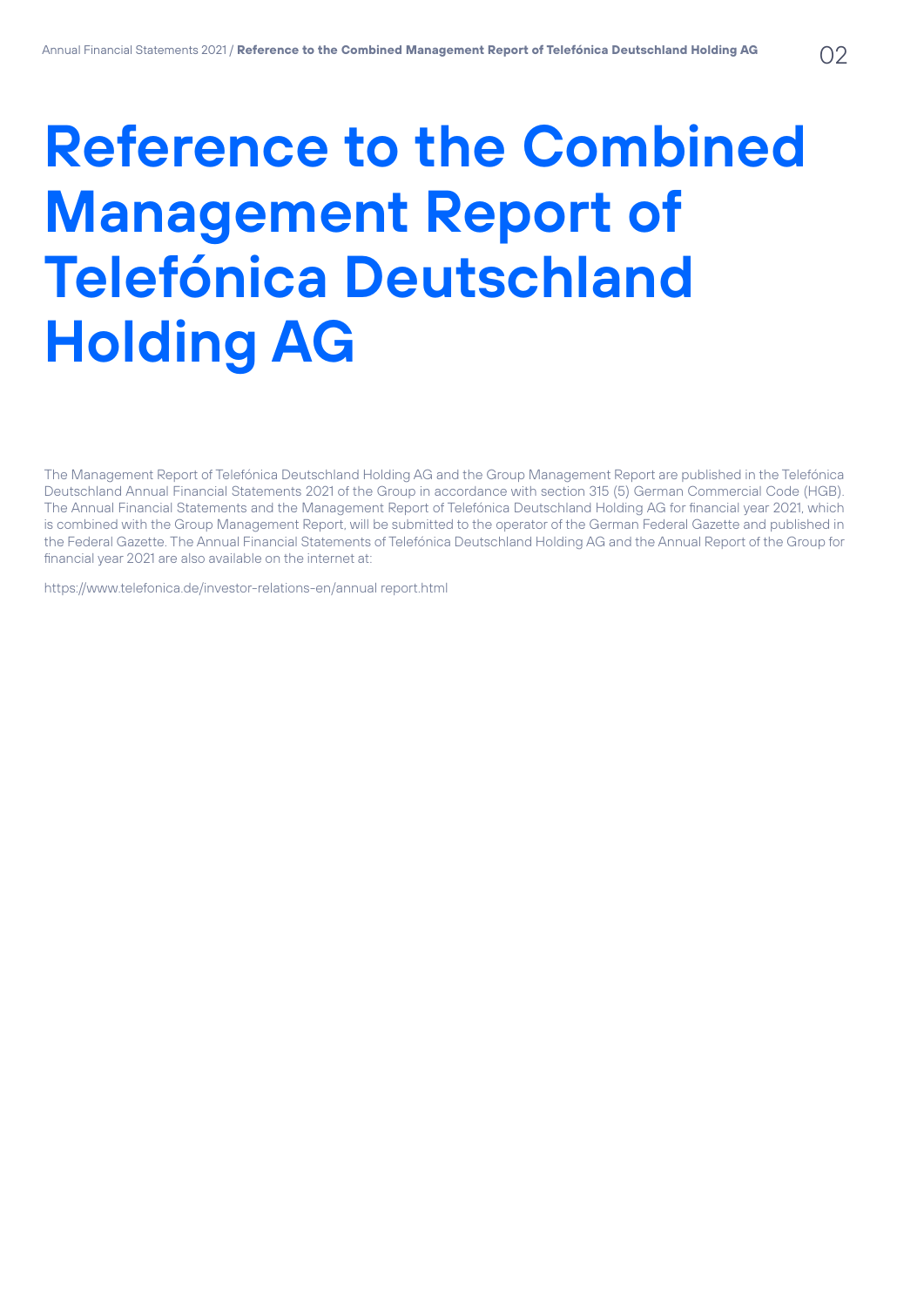# Reference to the Combined Management Report of Telefónica Deutschland Holding AG

The Management Report of Telefónica Deutschland Holding AG and the Group Management Report are published in the Telefónica Deutschland Annual Financial Statements 2021 of the Group in accordance with section 315 (5) German Commercial Code (HGB). The Annual Financial Statements and the Management Report of Telefónica Deutschland Holding AG for financial year 2021, which is combined with the Group Management Report, will be submitted to the operator of the German Federal Gazette and published in the Federal Gazette. The Annual Financial Statements of Telefónica Deutschland Holding AG and the Annual Report of the Group for financial year 2021 are also available on the internet at:

https://www.telefonica.de/investor-relations-en/annual report.html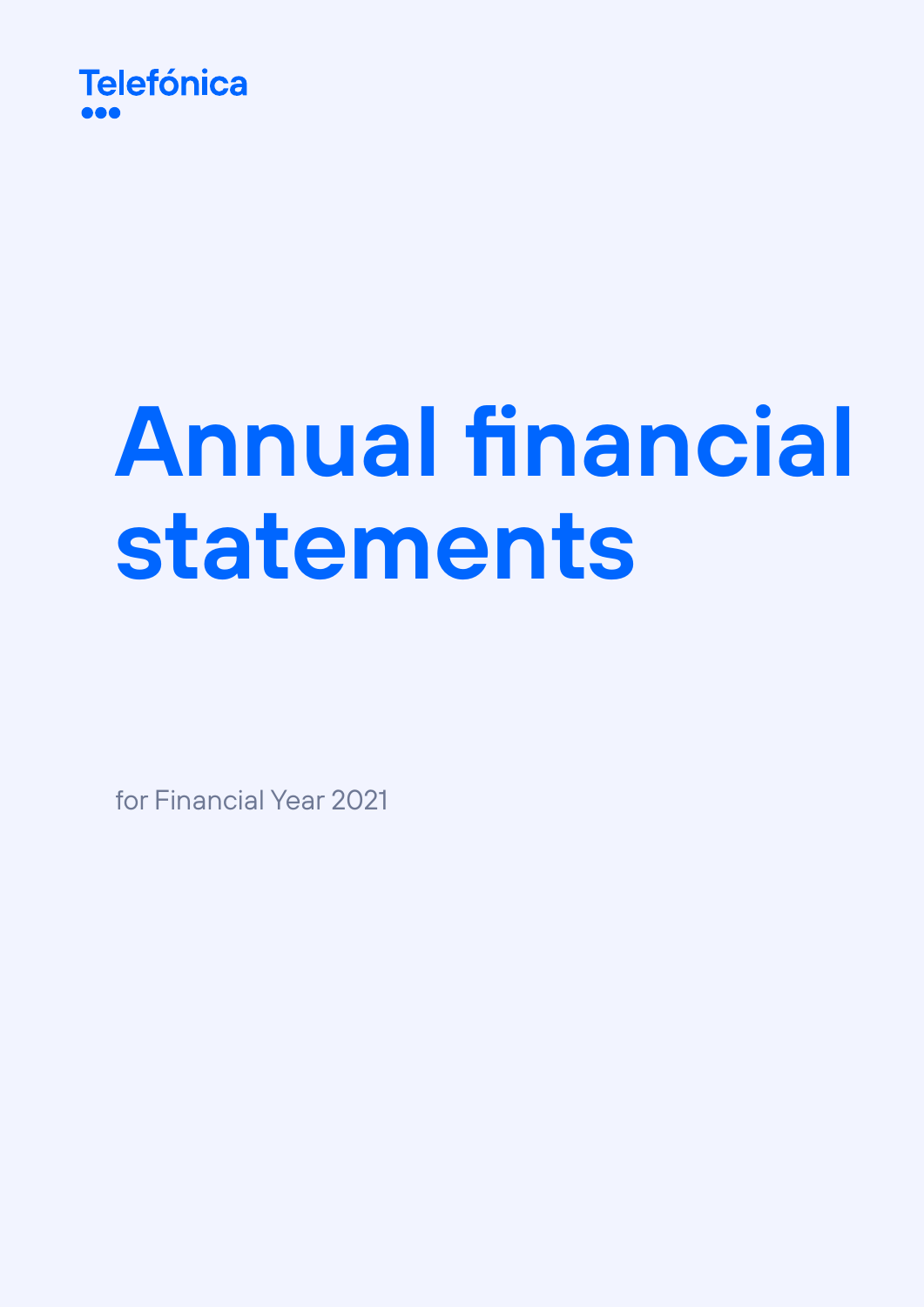Telefónica

# Annual financial statements

for Financial Year 2021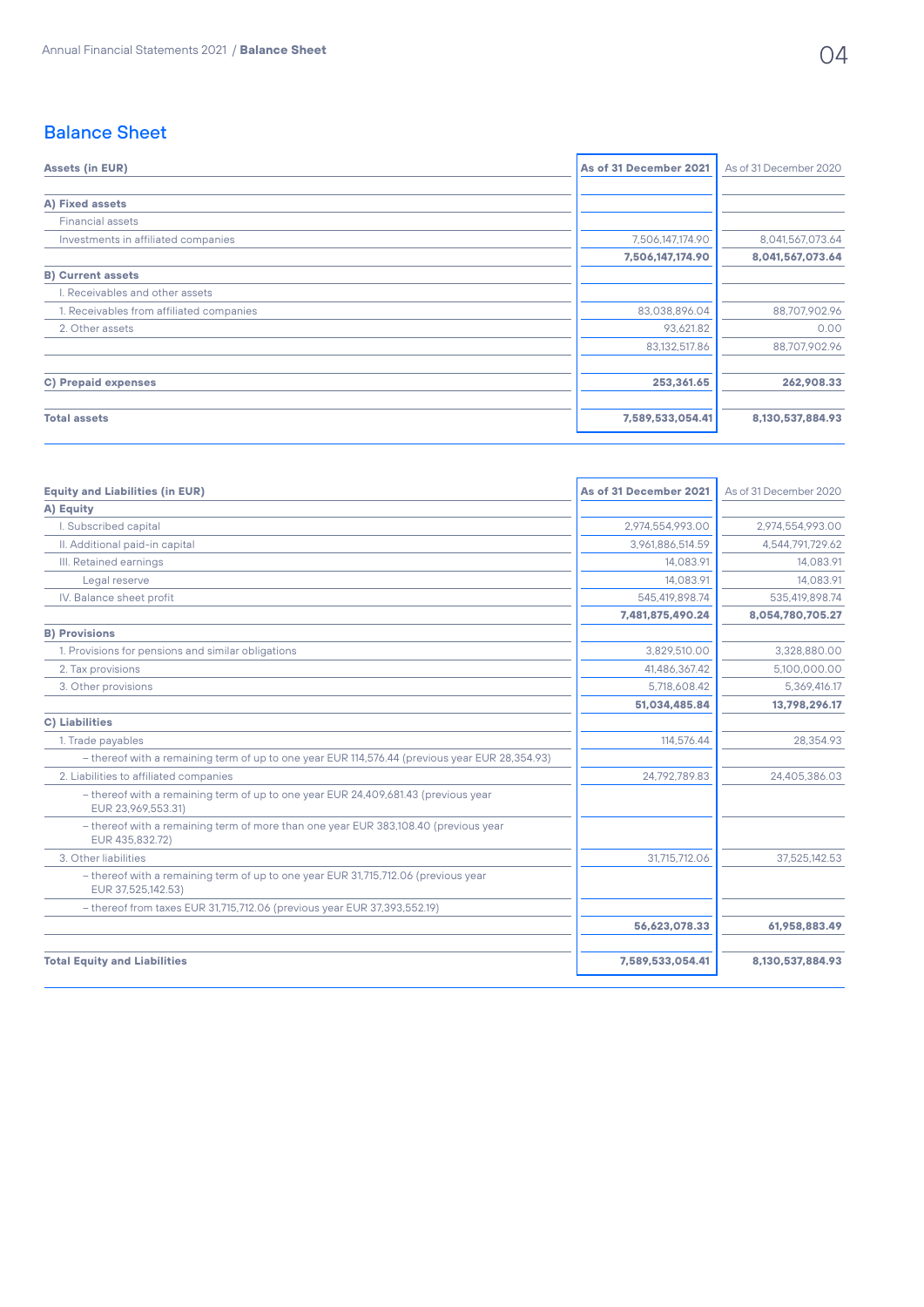## Balance Sheet

| Assets (in EUR) | As of 31 December 2021 | As of 31 December 2020 |
|---|---|---|
| **A) Fixed assets** | | |
| Financial assets | | |
| Investments in affiliated companies | 7,506,147,174.90 | 8,041,567,073.64 |
| | **7,506,147,174.90** | **8,041,567,073.64** |
| **B) Current assets** | | |
| I. Receivables and other assets | | |
| 1. Receivables from affiliated companies | 83,038,896.04 | 88,707,902.96 |
| 2. Other assets | 93,621.82 | 0.00 |
| | 83,132,517.86 | 88,707,902.96 |
| **C) Prepaid expenses** | **253,361.65** | **262,908.33** |
| **Total assets** | **7,589,533,054.41** | **8,130,537,884.93** |

| Equity and Liabilities (in EUR) | As of 31 December 2021 | As of 31 December 2020 |
|---|---|---|
| **A) Equity** | | |
| I. Subscribed capital | 2,974,554,993.00 | 2,974,554,993.00 |
| II. Additional paid-in capital | 3,961,886,514.59 | 4,544,791,729.62 |
| III. Retained earnings | 14,083.91 | 14,083.91 |
| Legal reserve | 14,083.91 | 14,083.91 |
| IV. Balance sheet profit | 545,419,898.74 | 535,419,898.74 |
| | **7,481,875,490.24** | **8,054,780,705.27** |
| **B) Provisions** | | |
| 1. Provisions for pensions and similar obligations | 3,829,510.00 | 3,328,880.00 |
| 2. Tax provisions | 41,486,367.42 | 5,100,000.00 |
| 3. Other provisions | 5,718,608.42 | 5,369,416.17 |
| | **51,034,485.84** | **13,798,296.17** |
| **C) Liabilities** | | |
| 1. Trade payables | 114,576.44 | 28,354.93 |
| – thereof with a remaining term of up to one year EUR 114,576.44 (previous year EUR 28,354.93) | | |
| 2. Liabilities to affiliated companies | 24,792,789.83 | 24,405,386.03 |
| – thereof with a remaining term of up to one year EUR 24,409,681.43 (previous year EUR 23,969,553.31) | | |
| – thereof with a remaining term of more than one year EUR 383,108.40 (previous year EUR 435,832.72) | | |
| 3. Other liabilities | 31,715,712.06 | 37,525,142.53 |
| – thereof with a remaining term of up to one year EUR 31,715,712.06 (previous year EUR 37,525,142.53) | | |
| – thereof from taxes EUR 31,715,712.06 (previous year EUR 37,393,552.19) | | |
| | **56,623,078.33** | **61,958,883.49** |
| **Total Equity and Liabilities** | **7,589,533,054.41** | **8,130,537,884.93** |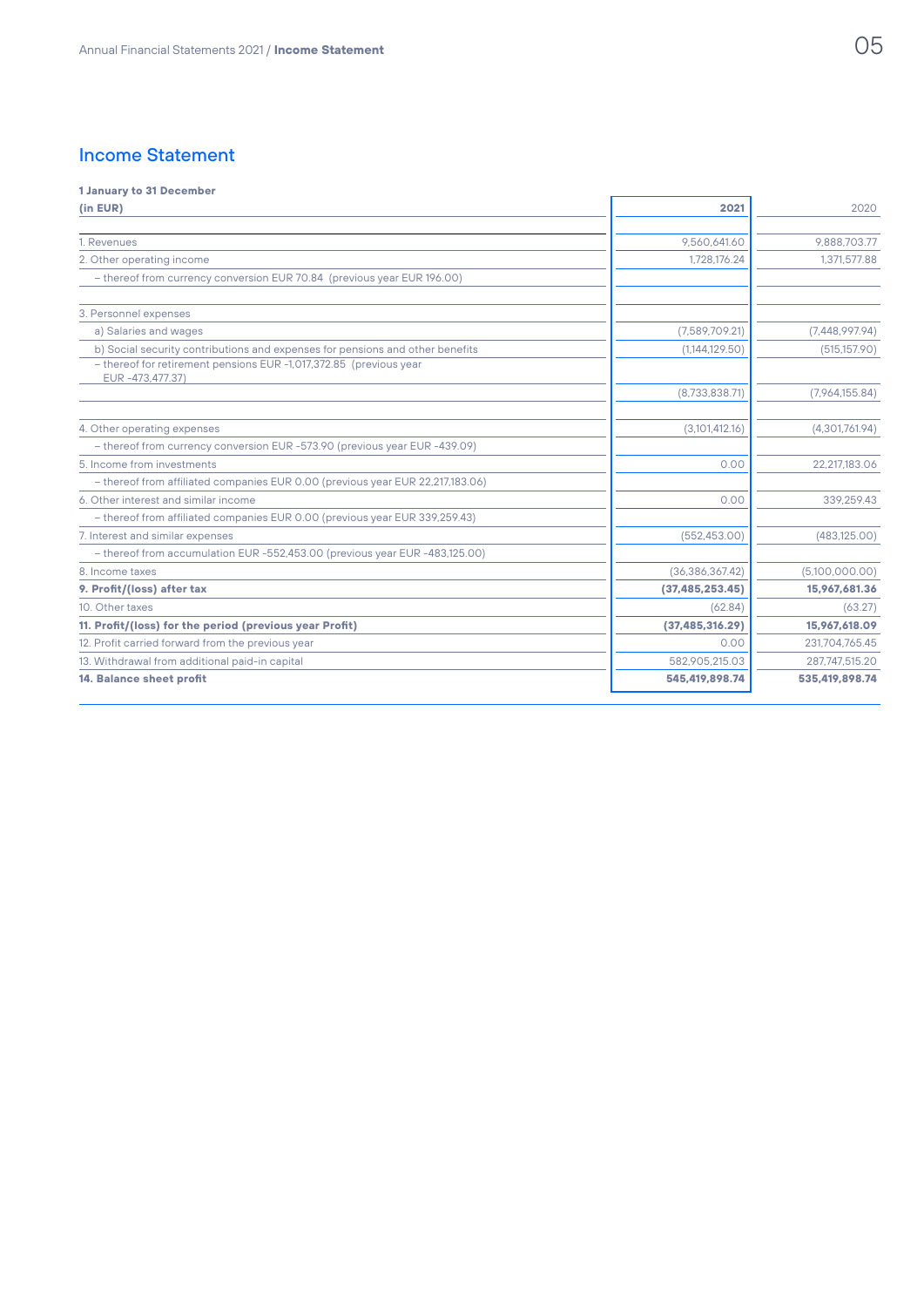## Income Statement

| 1 January to 31 December (in EUR) | 2021 | 2020 |
|---|---|---|
| 1. Revenues | 9,560,641.60 | 9,888,703.77 |
| 2. Other operating income | 1,728,176.24 | 1,371,577.88 |
| – thereof from currency conversion EUR 70.84 (previous year EUR 196.00) | | |
| 3. Personnel expenses | | |
| a) Salaries and wages | (7,589,709.21) | (7,448,997.94) |
| b) Social security contributions and expenses for pensions and other benefits | (1,144,129.50) | (515,157.90) |
| – thereof for retirement pensions EUR -1,017,372.85 (previous year EUR -473,477.37) | | |
| | (8,733,838.71) | (7,964,155.84) |
| 4. Other operating expenses | (3,101,412.16) | (4,301,761.94) |
| – thereof from currency conversion EUR -573.90 (previous year EUR -439.09) | | |
| 5. Income from investments | 0.00 | 22,217,183.06 |
| – thereof from affiliated companies EUR 0.00 (previous year EUR 22,217,183.06) | | |
| 6. Other interest and similar income | 0.00 | 339,259.43 |
| – thereof from affiliated companies EUR 0.00 (previous year EUR 339,259.43) | | |
| 7. Interest and similar expenses | (552,453.00) | (483,125.00) |
| – thereof from accumulation EUR -552,453.00 (previous year EUR -483,125.00) | | |
| 8. Income taxes | (36,386,367.42) | (5,100,000.00) |
| **9. Profit/(loss) after tax** | **(37,485,253.45)** | **15,967,681.36** |
| 10. Other taxes | (62.84) | (63.27) |
| **11. Profit/(loss) for the period (previous year Profit)** | **(37,485,316.29)** | **15,967,618.09** |
| 12. Profit carried forward from the previous year | 0.00 | 231,704,765.45 |
| 13. Withdrawal from additional paid-in capital | 582,905,215.03 | 287,747,515.20 |
| **14. Balance sheet profit** | **545,419,898.74** | **535,419,898.74** |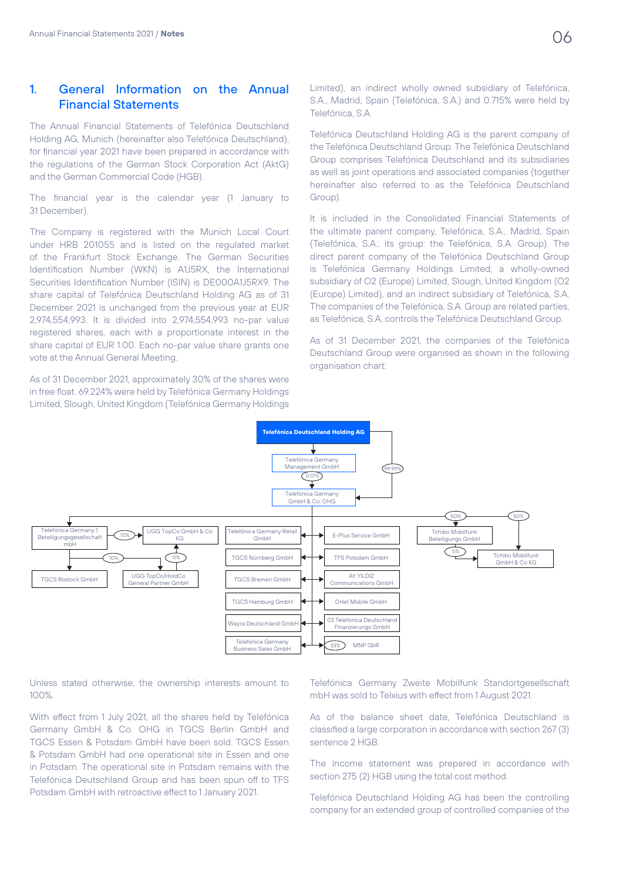## 1. General Information on the Annual Financial Statements

The Annual Financial Statements of Telefónica Deutschland Holding AG, Munich (hereinafter also Telefónica Deutschland), for financial year 2021 have been prepared in accordance with the regulations of the German Stock Corporation Act (AktG) and the German Commercial Code (HGB).

The financial year is the calendar year (1 January to 31 December).

The Company is registered with the Munich Local Court under HRB 201055 and is listed on the regulated market of the Frankfurt Stock Exchange. The German Securities Identification Number (WKN) is A1J5RX, the International Securities Identification Number (ISIN) is DE000A1J5RX9. The share capital of Telefónica Deutschland Holding AG as of 31 December 2021 is unchanged from the previous year at EUR 2,974,554,993. It is divided into 2,974,554,993 no-par value registered shares, each with a proportionate interest in the share capital of EUR 1.00. Each no-par value share grants one vote at the Annual General Meeting.

As of 31 December 2021, approximately 30% of the shares were in free float. 69.224% were held by Telefónica Germany Holdings Limited, Slough, United Kingdom (Telefónica Germany Holdings Limited), an indirect wholly owned subsidiary of Telefónica, S.A., Madrid, Spain (Telefónica, S.A.) and 0.715% were held by Telefónica, S.A.

Telefónica Deutschland Holding AG is the parent company of the Telefónica Deutschland Group. The Telefónica Deutschland Group comprises Telefónica Deutschland and its subsidiaries as well as joint operations and associated companies (together hereinafter also referred to as the Telefónica Deutschland Group).

It is included in the Consolidated Financial Statements of the ultimate parent company, Telefónica, S.A., Madrid, Spain (Telefónica, S.A.; its group: the Telefónica, S.A. Group). The direct parent company of the Telefónica Deutschland Group is Telefónica Germany Holdings Limited, a wholly-owned subsidiary of O2 (Europe) Limited, Slough, United Kingdom (O2 (Europe) Limited), and an indirect subsidiary of Telefónica, S.A. The companies of the Telefónica, S.A. Group are related parties, as Telefónica, S.A. controls the Telefónica Deutschland Group.

As of 31 December 2021, the companies of the Telefónica Deutschland Group were organised as shown in the following organisation chart:

- Telefónica Deutschland Holding AG
  - Telefónica Germany Management GmbH
  - Telefónica Germany GmbH & Co. OHG (99.99% held by Telefónica Deutschland Holding AG; 0.01% held by Telefónica Germany Management GmbH)
    - Telefónica Germany 1. Beteiligungsgesellschaft mbH
      - UGG TopCo GmbH & Co KG (10%)
      - UGG TopCo/HoldCo General Partner GmbH (10%; 0% held via UGG TopCo GmbH & Co KG)
      - TGCS Rostock GmbH
    - Telefónica Germany Retail GmbH
    - TGCS Nürnberg GmbH
    - TGCS Bremen GmbH
    - TGCS Hamburg GmbH
    - Wayra Deutschland GmbH
    - Telefónica Germany Business Sales GmbH
    - E-Plus Service GmbH
    - TFS Potsdam GmbH
    - AY YILDIZ Communications GmbH
    - Ortel Mobile GmbH
    - 02 Telefónica Deutschland Finanzierungs GmbH
    - MNP GbR (33%)
    - Tchibo Mobilfunk Beteiligungs GmbH (50%)
    - Tchibo Mobilfunk GmbH & Co KG (50%; 0% held via Tchibo Mobilfunk Beteiligungs GmbH)

Unless stated otherwise, the ownership interests amount to 100%.

With effect from 1 July 2021, all the shares held by Telefónica Germany GmbH & Co. OHG in TGCS Berlin GmbH and TGCS Essen & Potsdam GmbH have been sold. TGCS Essen & Potsdam GmbH had one operational site in Essen and one in Potsdam. The operational site in Potsdam remains with the Telefónica Deutschland Group and has been spun off to TFS Potsdam GmbH with retroactive effect to 1 January 2021.

Telefónica Germany Zweite Mobilfunk Standortgesellschaft mbH was sold to Telxius with effect from 1 August 2021.

As of the balance sheet date, Telefónica Deutschland is classified a large corporation in accordance with section 267 (3) sentence 2 HGB.

The income statement was prepared in accordance with section 275 (2) HGB using the total cost method.

Telefónica Deutschland Holding AG has been the controlling company for an extended group of controlled companies of the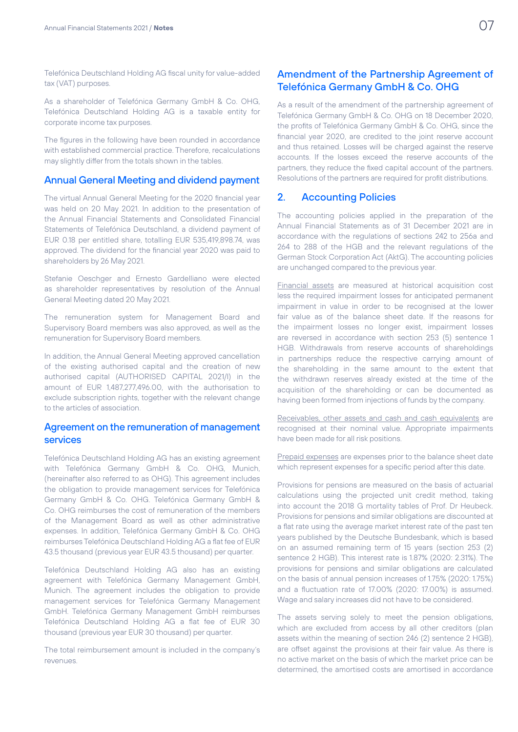Telefónica Deutschland Holding AG fiscal unity for value-added tax (VAT) purposes.

As a shareholder of Telefónica Germany GmbH & Co. OHG, Telefónica Deutschland Holding AG is a taxable entity for corporate income tax purposes.

The figures in the following have been rounded in accordance with established commercial practice. Therefore, recalculations may slightly differ from the totals shown in the tables.

## Annual General Meeting and dividend payment

The virtual Annual General Meeting for the 2020 financial year was held on 20 May 2021. In addition to the presentation of the Annual Financial Statements and Consolidated Financial Statements of Telefónica Deutschland, a dividend payment of EUR 0.18 per entitled share, totalling EUR 535,419,898.74, was approved. The dividend for the financial year 2020 was paid to shareholders by 26 May 2021.

Stefanie Oeschger and Ernesto Gardelliano were elected as shareholder representatives by resolution of the Annual General Meeting dated 20 May 2021.

The remuneration system for Management Board and Supervisory Board members was also approved, as well as the remuneration for Supervisory Board members.

In addition, the Annual General Meeting approved cancellation of the existing authorised capital and the creation of new authorised capital (AUTHORISED CAPITAL 2021/I) in the amount of EUR 1,487,277,496.00, with the authorisation to exclude subscription rights, together with the relevant change to the articles of association.

## Agreement on the remuneration of management services

Telefónica Deutschland Holding AG has an existing agreement with Telefónica Germany GmbH & Co. OHG, Munich, (hereinafter also referred to as OHG). This agreement includes the obligation to provide management services for Telefónica Germany GmbH & Co. OHG. Telefónica Germany GmbH & Co. OHG reimburses the cost of remuneration of the members of the Management Board as well as other administrative expenses. In addition, Telefónica Germany GmbH & Co. OHG reimburses Telefónica Deutschland Holding AG a flat fee of EUR 43.5 thousand (previous year EUR 43.5 thousand) per quarter.

Telefónica Deutschland Holding AG also has an existing agreement with Telefónica Germany Management GmbH, Munich. The agreement includes the obligation to provide management services for Telefónica Germany Management GmbH. Telefónica Germany Management GmbH reimburses Telefónica Deutschland Holding AG a flat fee of EUR 30 thousand (previous year EUR 30 thousand) per quarter.

The total reimbursement amount is included in the company's revenues.

## Amendment of the Partnership Agreement of Telefónica Germany GmbH & Co. OHG

As a result of the amendment of the partnership agreement of Telefónica Germany GmbH & Co. OHG on 18 December 2020, the profits of Telefónica Germany GmbH & Co. OHG, since the financial year 2020, are credited to the joint reserve account and thus retained. Losses will be charged against the reserve accounts. If the losses exceed the reserve accounts of the partners, they reduce the fixed capital account of the partners. Resolutions of the partners are required for profit distributions.

## 2. Accounting Policies

The accounting policies applied in the preparation of the Annual Financial Statements as of 31 December 2021 are in accordance with the regulations of sections 242 to 256a and 264 to 288 of the HGB and the relevant regulations of the German Stock Corporation Act (AktG). The accounting policies are unchanged compared to the previous year.

Financial assets are measured at historical acquisition cost less the required impairment losses for anticipated permanent impairment in value in order to be recognised at the lower fair value as of the balance sheet date. If the reasons for the impairment losses no longer exist, impairment losses are reversed in accordance with section 253 (5) sentence 1 HGB. Withdrawals from reserve accounts of shareholdings in partnerships reduce the respective carrying amount of the shareholding in the same amount to the extent that the withdrawn reserves already existed at the time of the acquisition of the shareholding or can be documented as having been formed from injections of funds by the company.

Receivables, other assets and cash and cash equivalents are recognised at their nominal value. Appropriate impairments have been made for all risk positions.

Prepaid expenses are expenses prior to the balance sheet date which represent expenses for a specific period after this date.

Provisions for pensions are measured on the basis of actuarial calculations using the projected unit credit method, taking into account the 2018 G mortality tables of Prof. Dr Heubeck. Provisions for pensions and similar obligations are discounted at a flat rate using the average market interest rate of the past ten years published by the Deutsche Bundesbank, which is based on an assumed remaining term of 15 years (section 253 (2) sentence 2 HGB). This interest rate is 1.87% (2020: 2.31%). The provisions for pensions and similar obligations are calculated on the basis of annual pension increases of 1.75% (2020: 1.75%) and a fluctuation rate of 17.00% (2020: 17.00%) is assumed. Wage and salary increases did not have to be considered.

The assets serving solely to meet the pension obligations, which are excluded from access by all other creditors (plan assets within the meaning of section 246 (2) sentence 2 HGB), are offset against the provisions at their fair value. As there is no active market on the basis of which the market price can be determined, the amortised costs are amortised in accordance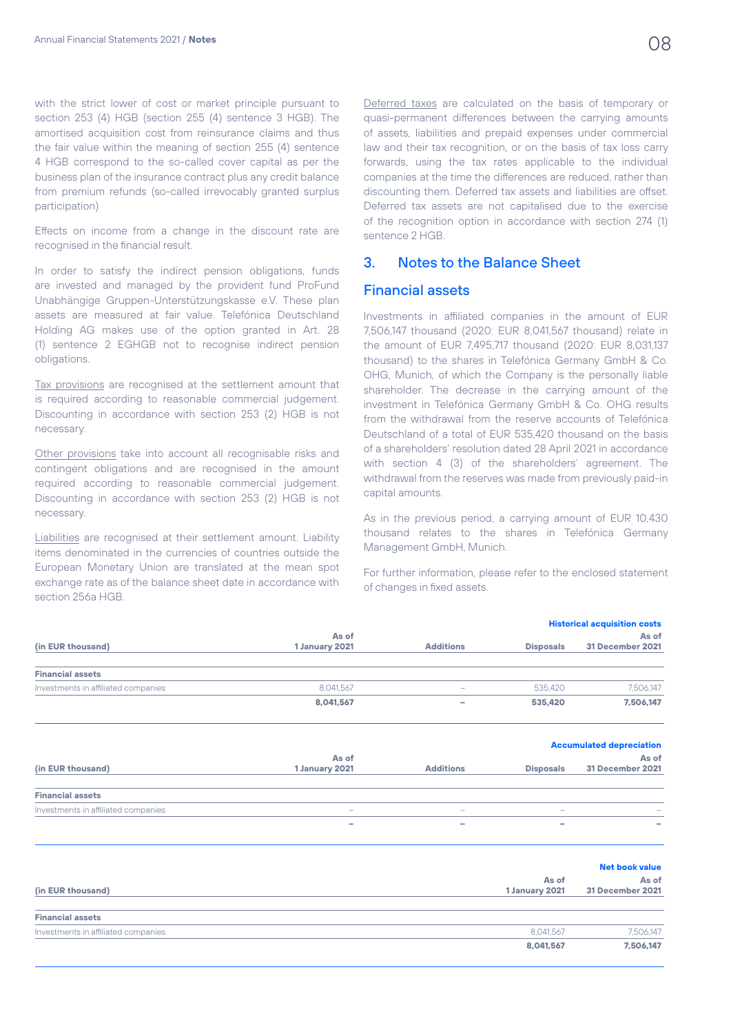with the strict lower of cost or market principle pursuant to section 253 (4) HGB (section 255 (4) sentence 3 HGB). The amortised acquisition cost from reinsurance claims and thus the fair value within the meaning of section 255 (4) sentence 4 HGB correspond to the so-called cover capital as per the business plan of the insurance contract plus any credit balance from premium refunds (so-called irrevocably granted surplus participation)

Effects on income from a change in the discount rate are recognised in the financial result.

In order to satisfy the indirect pension obligations, funds are invested and managed by the provident fund ProFund Unabhängige Gruppen-Unterstützungskasse e.V. These plan assets are measured at fair value. Telefónica Deutschland Holding AG makes use of the option granted in Art. 28 (1) sentence 2 EGHGB not to recognise indirect pension obligations.

Tax provisions are recognised at the settlement amount that is required according to reasonable commercial judgement. Discounting in accordance with section 253 (2) HGB is not necessary.

Other provisions take into account all recognisable risks and contingent obligations and are recognised in the amount required according to reasonable commercial judgement. Discounting in accordance with section 253 (2) HGB is not necessary.

Liabilities are recognised at their settlement amount. Liability items denominated in the currencies of countries outside the European Monetary Union are translated at the mean spot exchange rate as of the balance sheet date in accordance with section 256a HGB.

Deferred taxes are calculated on the basis of temporary or quasi-permanent differences between the carrying amounts of assets, liabilities and prepaid expenses under commercial law and their tax recognition, or on the basis of tax loss carry forwards, using the tax rates applicable to the individual companies at the time the differences are reduced, rather than discounting them. Deferred tax assets and liabilities are offset. Deferred tax assets are not capitalised due to the exercise of the recognition option in accordance with section 274 (1) sentence 2 HGB.

## 3. Notes to the Balance Sheet

### Financial assets

Investments in affiliated companies in the amount of EUR 7,506,147 thousand (2020: EUR 8,041,567 thousand) relate in the amount of EUR 7,495,717 thousand (2020: EUR 8,031,137 thousand) to the shares in Telefónica Germany GmbH & Co. OHG, Munich, of which the Company is the personally liable shareholder. The decrease in the carrying amount of the investment in Telefónica Germany GmbH & Co. OHG results from the withdrawal from the reserve accounts of Telefónica Deutschland of a total of EUR 535,420 thousand on the basis of a shareholders' resolution dated 28 April 2021 in accordance with section 4 (3) of the shareholders' agreement. The withdrawal from the reserves was made from previously paid-in capital amounts.

As in the previous period, a carrying amount of EUR 10,430 thousand relates to the shares in Telefónica Germany Management GmbH, Munich.

For further information, please refer to the enclosed statement of changes in fixed assets.

| | | | | **Historical acquisition costs** |
|---|---|---|---|---|
| **(in EUR thousand)** | **As of 1 January 2021** | **Additions** | **Disposals** | **As of 31 December 2021** |
| **Financial assets** | | | | |
| Investments in affiliated companies | 8,041,567 | – | 535,420 | 7,506,147 |
| | **8,041,567** | **–** | **535,420** | **7,506,147** |

| | | | | **Accumulated depreciation** |
|---|---|---|---|---|
| **(in EUR thousand)** | **As of 1 January 2021** | **Additions** | **Disposals** | **As of 31 December 2021** |
| **Financial assets** | | | | |
| Investments in affiliated companies | – | – | – | – |
| | **–** | **–** | **–** | **–** |

| | | **Net book value** |
|---|---|---|
| **(in EUR thousand)** | **As of 1 January 2021** | **As of 31 December 2021** |
| **Financial assets** | | |
| Investments in affiliated companies | 8,041,567 | 7,506,147 |
| | **8,041,567** | **7,506,147** |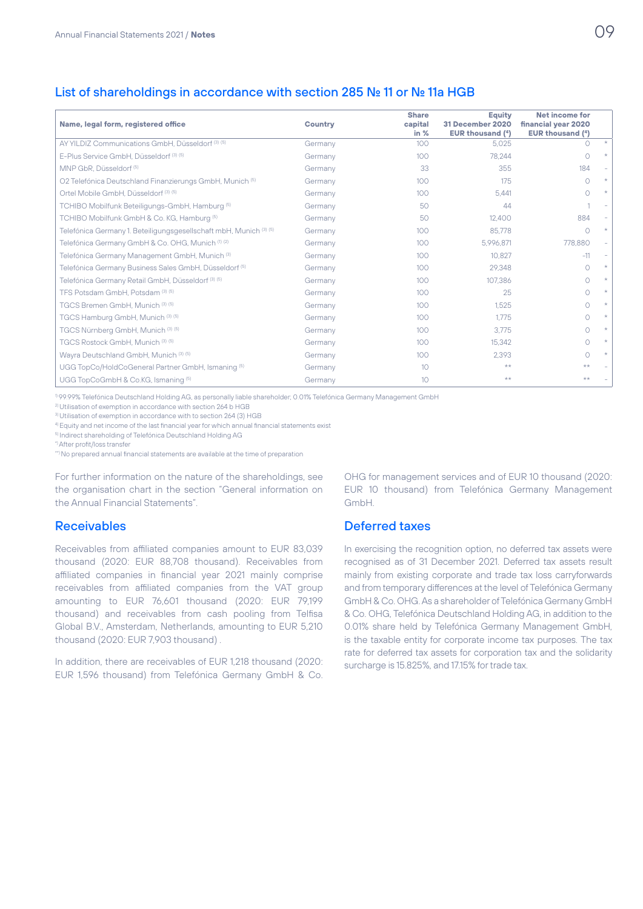## List of shareholdings in accordance with section 285 № 11 or № 11a HGB

| Name, legal form, registered office | Country | Share capital in % | Equity 31 December 2020 EUR thousand (4) | Net income for financial year 2020 EUR thousand (4) | |
|---|---|---|---|---|---|
| AY YILDIZ Communications GmbH, Düsseldorf [3] [5] | Germany | 100 | 5,025 | 0 | * |
| E-Plus Service GmbH, Düsseldorf [3] [5] | Germany | 100 | 78,244 | 0 | * |
| MNP GbR, Düsseldorf [5] | Germany | 33 | 355 | 184 | – |
| O2 Telefónica Deutschland Finanzierungs GmbH, Munich [5] | Germany | 100 | 175 | 0 | * |
| Ortel Mobile GmbH, Düsseldorf [3] [5] | Germany | 100 | 5,441 | 0 | * |
| TCHIBO Mobilfunk Beteiligungs-GmbH, Hamburg [5] | Germany | 50 | 44 | 1 | – |
| TCHIBO Mobilfunk GmbH & Co. KG, Hamburg [5] | Germany | 50 | 12,400 | 884 | – |
| Telefónica Germany 1. Beteiligungsgesellschaft mbH, Munich [3] [5] | Germany | 100 | 85,778 | 0 | * |
| Telefónica Germany GmbH & Co. OHG, Munich [1] [2] | Germany | 100 | 5,996,871 | 778,880 | – |
| Telefónica Germany Management GmbH, Munich [3] | Germany | 100 | 10,827 | -11 | – |
| Telefónica Germany Business Sales GmbH, Düsseldorf [5] | Germany | 100 | 29,348 | 0 | * |
| Telefónica Germany Retail GmbH, Düsseldorf [3] [5] | Germany | 100 | 107,386 | 0 | * |
| TFS Potsdam GmbH, Potsdam [3] [5] | Germany | 100 | 25 | 0 | * |
| TGCS Bremen GmbH, Munich [3] [5] | Germany | 100 | 1,525 | 0 | * |
| TGCS Hamburg GmbH, Munich [3] [5] | Germany | 100 | 1,775 | 0 | * |
| TGCS Nürnberg GmbH, Munich [3] [5] | Germany | 100 | 3,775 | 0 | * |
| TGCS Rostock GmbH, Munich [3] [5] | Germany | 100 | 15,342 | 0 | * |
| Wayra Deutschland GmbH, Munich [3] [5] | Germany | 100 | 2,393 | 0 | * |
| UGG TopCo/HoldCoGeneral Partner GmbH, Ismaning [5] | Germany | 10 | ** | ** | – |
| UGG TopCoGmbH & Co.KG, Ismaning [5] | Germany | 10 | ** | ** | – |

[1] 99.99% Telefónica Deutschland Holding AG, as personally liable shareholder; 0.01% Telefónica Germany Management GmbH
[2] Utilisation of exemption in accordance with section 264 b HGB
[3] Utilisation of exemption in accordance with to section 264 (3) HGB
[4] Equity and net income of the last financial year for which annual financial statements exist
[5] Indirect shareholding of Telefónica Deutschland Holding AG
[*] After profit/loss transfer
[**] No prepared annual financial statements are available at the time of preparation

For further information on the nature of the shareholdings, see the organisation chart in the section "General information on the Annual Financial Statements".

## Receivables

Receivables from affiliated companies amount to EUR 83,039 thousand (2020: EUR 88,708 thousand). Receivables from affiliated companies in financial year 2021 mainly comprise receivables from affiliated companies from the VAT group amounting to EUR 76,601 thousand (2020: EUR 79,199 thousand) and receivables from cash pooling from Telfisa Global B.V., Amsterdam, Netherlands, amounting to EUR 5,210 thousand (2020: EUR 7,903 thousand) .

In addition, there are receivables of EUR 1,218 thousand (2020: EUR 1,596 thousand) from Telefónica Germany GmbH & Co. OHG for management services and of EUR 10 thousand (2020: EUR 10 thousand) from Telefónica Germany Management GmbH.

## Deferred taxes

In exercising the recognition option, no deferred tax assets were recognised as of 31 December 2021. Deferred tax assets result mainly from existing corporate and trade tax loss carryforwards and from temporary differences at the level of Telefónica Germany GmbH & Co. OHG. As a shareholder of Telefónica Germany GmbH & Co. OHG, Telefónica Deutschland Holding AG, in addition to the 0.01% share held by Telefónica Germany Management GmbH, is the taxable entity for corporate income tax purposes. The tax rate for deferred tax assets for corporation tax and the solidarity surcharge is 15.825%, and 17.15% for trade tax.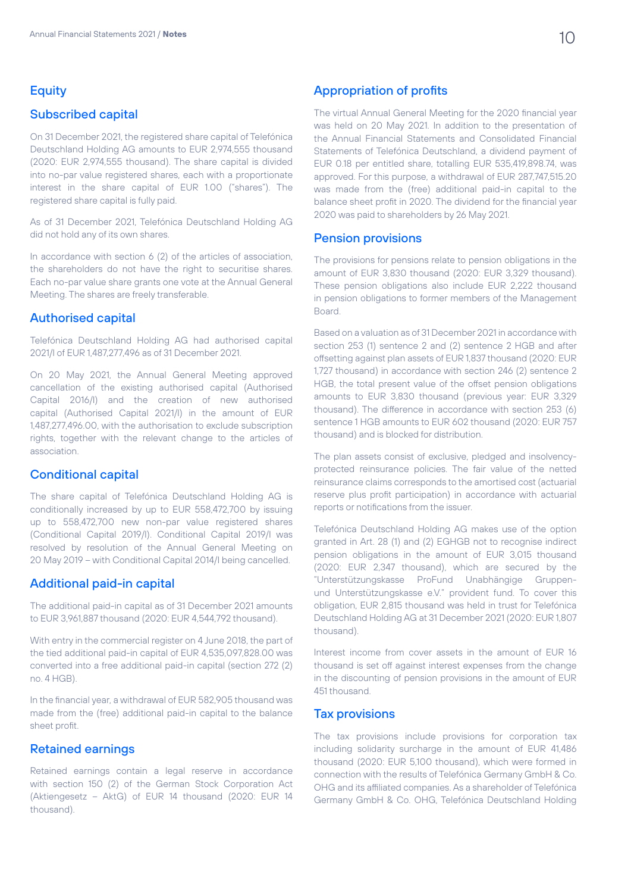## Equity

### Subscribed capital

On 31 December 2021, the registered share capital of Telefónica Deutschland Holding AG amounts to EUR 2,974,555 thousand (2020: EUR 2,974,555 thousand). The share capital is divided into no-par value registered shares, each with a proportionate interest in the share capital of EUR 1.00 ("shares"). The registered share capital is fully paid.

As of 31 December 2021, Telefónica Deutschland Holding AG did not hold any of its own shares.

In accordance with section 6 (2) of the articles of association, the shareholders do not have the right to securitise shares. Each no-par value share grants one vote at the Annual General Meeting. The shares are freely transferable.

### Authorised capital

Telefónica Deutschland Holding AG had authorised capital 2021/I of EUR 1,487,277,496 as of 31 December 2021.

On 20 May 2021, the Annual General Meeting approved cancellation of the existing authorised capital (Authorised Capital 2016/I) and the creation of new authorised capital (Authorised Capital 2021/I) in the amount of EUR 1,487,277,496.00, with the authorisation to exclude subscription rights, together with the relevant change to the articles of association.

### Conditional capital

The share capital of Telefónica Deutschland Holding AG is conditionally increased by up to EUR 558,472,700 by issuing up to 558,472,700 new non-par value registered shares (Conditional Capital 2019/I). Conditional Capital 2019/I was resolved by resolution of the Annual General Meeting on 20 May 2019 – with Conditional Capital 2014/I being cancelled.

### Additional paid-in capital

The additional paid-in capital as of 31 December 2021 amounts to EUR 3,961,887 thousand (2020: EUR 4,544,792 thousand).

With entry in the commercial register on 4 June 2018, the part of the tied additional paid-in capital of EUR 4,535,097,828.00 was converted into a free additional paid-in capital (section 272 (2) no. 4 HGB).

In the financial year, a withdrawal of EUR 582,905 thousand was made from the (free) additional paid-in capital to the balance sheet profit.

### Retained earnings

Retained earnings contain a legal reserve in accordance with section 150 (2) of the German Stock Corporation Act (Aktiengesetz – AktG) of EUR 14 thousand (2020: EUR 14 thousand).

### Appropriation of profits

The virtual Annual General Meeting for the 2020 financial year was held on 20 May 2021. In addition to the presentation of the Annual Financial Statements and Consolidated Financial Statements of Telefónica Deutschland, a dividend payment of EUR 0.18 per entitled share, totalling EUR 535,419,898.74, was approved. For this purpose, a withdrawal of EUR 287,747,515.20 was made from the (free) additional paid-in capital to the balance sheet profit in 2020. The dividend for the financial year 2020 was paid to shareholders by 26 May 2021.

## Pension provisions

The provisions for pensions relate to pension obligations in the amount of EUR 3,830 thousand (2020: EUR 3,329 thousand). These pension obligations also include EUR 2,222 thousand in pension obligations to former members of the Management Board.

Based on a valuation as of 31 December 2021 in accordance with section 253 (1) sentence 2 and (2) sentence 2 HGB and after offsetting against plan assets of EUR 1,837 thousand (2020: EUR 1,727 thousand) in accordance with section 246 (2) sentence 2 HGB, the total present value of the offset pension obligations amounts to EUR 3,830 thousand (previous year: EUR 3,329 thousand). The difference in accordance with section 253 (6) sentence 1 HGB amounts to EUR 602 thousand (2020: EUR 757 thousand) and is blocked for distribution.

The plan assets consist of exclusive, pledged and insolvency-protected reinsurance policies. The fair value of the netted reinsurance claims corresponds to the amortised cost (actuarial reserve plus profit participation) in accordance with actuarial reports or notifications from the issuer.

Telefónica Deutschland Holding AG makes use of the option granted in Art. 28 (1) and (2) EGHGB not to recognise indirect pension obligations in the amount of EUR 3,015 thousand (2020: EUR 2,347 thousand), which are secured by the "Unterstützungskasse ProFund Unabhängige Gruppen- und Unterstützungskasse e.V." provident fund. To cover this obligation, EUR 2,815 thousand was held in trust for Telefónica Deutschland Holding AG at 31 December 2021 (2020: EUR 1,807 thousand).

Interest income from cover assets in the amount of EUR 16 thousand is set off against interest expenses from the change in the discounting of pension provisions in the amount of EUR 451 thousand.

## Tax provisions

The tax provisions include provisions for corporation tax including solidarity surcharge in the amount of EUR 41,486 thousand (2020: EUR 5,100 thousand), which were formed in connection with the results of Telefónica Germany GmbH & Co. OHG and its affiliated companies. As a shareholder of Telefónica Germany GmbH & Co. OHG, Telefónica Deutschland Holding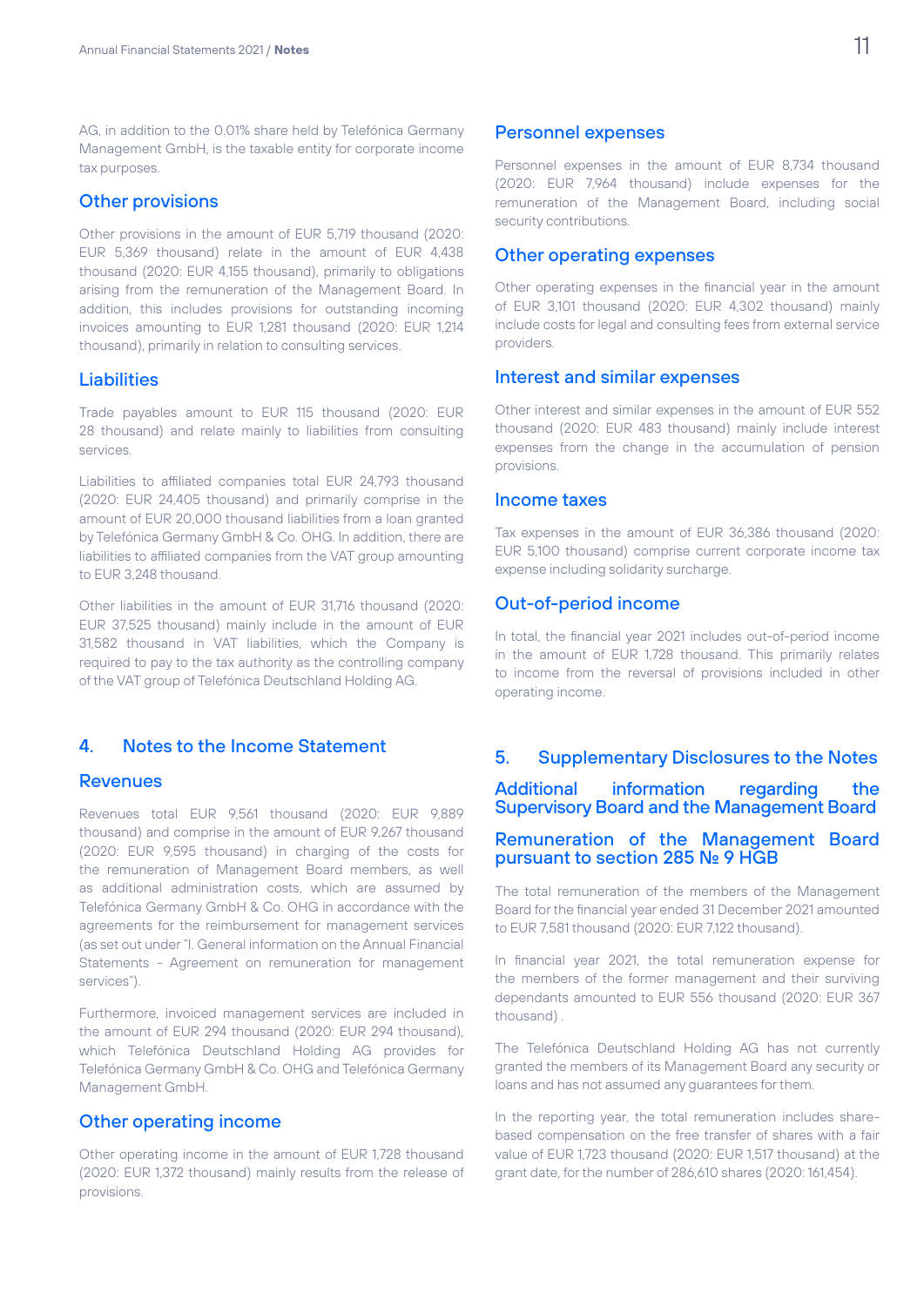AG, in addition to the 0.01% share held by Telefónica Germany Management GmbH, is the taxable entity for corporate income tax purposes.

### Other provisions

Other provisions in the amount of EUR 5,719 thousand (2020: EUR 5,369 thousand) relate in the amount of EUR 4,438 thousand (2020: EUR 4,155 thousand), primarily to obligations arising from the remuneration of the Management Board. In addition, this includes provisions for outstanding incoming invoices amounting to EUR 1,281 thousand (2020: EUR 1,214 thousand), primarily in relation to consulting services.

### Liabilities

Trade payables amount to EUR 115 thousand (2020: EUR 28 thousand) and relate mainly to liabilities from consulting services.

Liabilities to affiliated companies total EUR 24,793 thousand (2020: EUR 24,405 thousand) and primarily comprise in the amount of EUR 20,000 thousand liabilities from a loan granted by Telefónica Germany GmbH & Co. OHG. In addition, there are liabilities to affiliated companies from the VAT group amounting to EUR 3,248 thousand.

Other liabilities in the amount of EUR 31,716 thousand (2020: EUR 37,525 thousand) mainly include in the amount of EUR 31,582 thousand in VAT liabilities, which the Company is required to pay to the tax authority as the controlling company of the VAT group of Telefónica Deutschland Holding AG.

## 4. Notes to the Income Statement

### Revenues

Revenues total EUR 9,561 thousand (2020: EUR 9,889 thousand) and comprise in the amount of EUR 9,267 thousand (2020: EUR 9,595 thousand) in charging of the costs for the remuneration of Management Board members, as well as additional administration costs, which are assumed by Telefónica Germany GmbH & Co. OHG in accordance with the agreements for the reimbursement for management services (as set out under "I. General information on the Annual Financial Statements - Agreement on remuneration for management services").

Furthermore, invoiced management services are included in the amount of EUR 294 thousand (2020: EUR 294 thousand), which Telefónica Deutschland Holding AG provides for Telefónica Germany GmbH & Co. OHG and Telefónica Germany Management GmbH.

### Other operating income

Other operating income in the amount of EUR 1,728 thousand (2020: EUR 1,372 thousand) mainly results from the release of provisions.

### Personnel expenses

Personnel expenses in the amount of EUR 8,734 thousand (2020: EUR 7,964 thousand) include expenses for the remuneration of the Management Board, including social security contributions.

### Other operating expenses

Other operating expenses in the financial year in the amount of EUR 3,101 thousand (2020: EUR 4,302 thousand) mainly include costs for legal and consulting fees from external service providers.

### Interest and similar expenses

Other interest and similar expenses in the amount of EUR 552 thousand (2020: EUR 483 thousand) mainly include interest expenses from the change in the accumulation of pension provisions.

### Income taxes

Tax expenses in the amount of EUR 36,386 thousand (2020: EUR 5,100 thousand) comprise current corporate income tax expense including solidarity surcharge.

### Out-of-period income

In total, the financial year 2021 includes out-of-period income in the amount of EUR 1,728 thousand. This primarily relates to income from the reversal of provisions included in other operating income.

## 5. Supplementary Disclosures to the Notes

### Additional information regarding the Supervisory Board and the Management Board

### Remuneration of the Management Board pursuant to section 285 № 9 HGB

The total remuneration of the members of the Management Board for the financial year ended 31 December 2021 amounted to EUR 7,581 thousand (2020: EUR 7,122 thousand).

In financial year 2021, the total remuneration expense for the members of the former management and their surviving dependants amounted to EUR 556 thousand (2020: EUR 367 thousand) .

The Telefónica Deutschland Holding AG has not currently granted the members of its Management Board any security or loans and has not assumed any guarantees for them.

In the reporting year, the total remuneration includes share-based compensation on the free transfer of shares with a fair value of EUR 1,723 thousand (2020: EUR 1,517 thousand) at the grant date, for the number of 286,610 shares (2020: 161,454).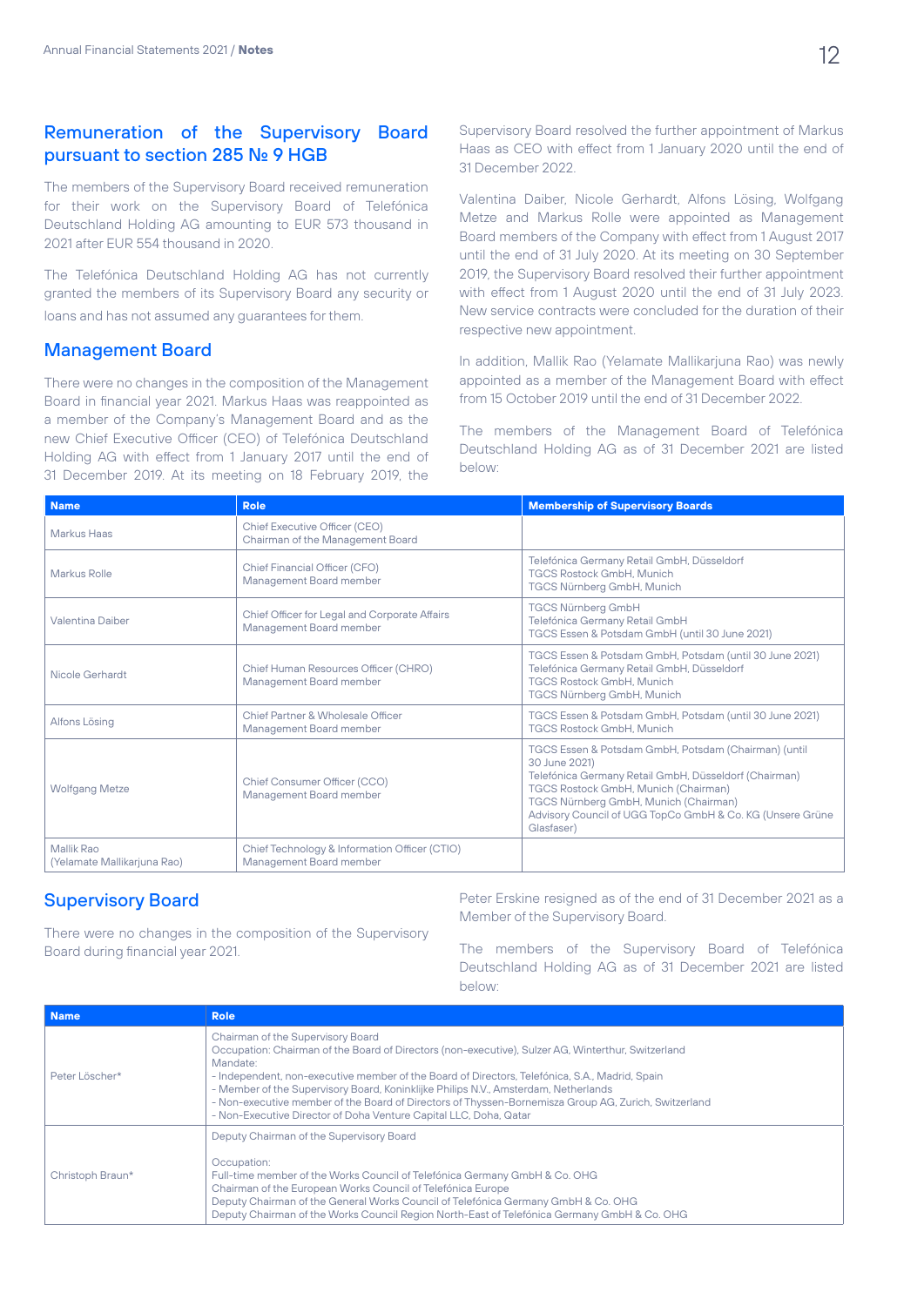## Remuneration of the Supervisory Board pursuant to section 285 № 9 HGB

The members of the Supervisory Board received remuneration for their work on the Supervisory Board of Telefónica Deutschland Holding AG amounting to EUR 573 thousand in 2021 after EUR 554 thousand in 2020.

The Telefónica Deutschland Holding AG has not currently granted the members of its Supervisory Board any security or loans and has not assumed any guarantees for them.

## Management Board

There were no changes in the composition of the Management Board in financial year 2021. Markus Haas was reappointed as a member of the Company's Management Board and as the new Chief Executive Officer (CEO) of Telefónica Deutschland Holding AG with effect from 1 January 2017 until the end of 31 December 2019. At its meeting on 18 February 2019, the Supervisory Board resolved the further appointment of Markus Haas as CEO with effect from 1 January 2020 until the end of 31 December 2022.

Valentina Daiber, Nicole Gerhardt, Alfons Lösing, Wolfgang Metze and Markus Rolle were appointed as Management Board members of the Company with effect from 1 August 2017 until the end of 31 July 2020. At its meeting on 30 September 2019, the Supervisory Board resolved their further appointment with effect from 1 August 2020 until the end of 31 July 2023. New service contracts were concluded for the duration of their respective new appointment.

In addition, Mallik Rao (Yelamate Mallikarjuna Rao) was newly appointed as a member of the Management Board with effect from 15 October 2019 until the end of 31 December 2022.

The members of the Management Board of Telefónica Deutschland Holding AG as of 31 December 2021 are listed below:

| Name | Role | Membership of Supervisory Boards |
|---|---|---|
| Markus Haas | Chief Executive Officer (CEO)<br>Chairman of the Management Board | |
| Markus Rolle | Chief Financial Officer (CFO)<br>Management Board member | Telefónica Germany Retail GmbH, Düsseldorf<br>TGCS Rostock GmbH, Munich<br>TGCS Nürnberg GmbH, Munich |
| Valentina Daiber | Chief Officer for Legal and Corporate Affairs<br>Management Board member | TGCS Nürnberg GmbH<br>Telefónica Germany Retail GmbH<br>TGCS Essen & Potsdam GmbH (until 30 June 2021) |
| Nicole Gerhardt | Chief Human Resources Officer (CHRO)<br>Management Board member | TGCS Essen & Potsdam GmbH, Potsdam (until 30 June 2021)<br>Telefónica Germany Retail GmbH, Düsseldorf<br>TGCS Rostock GmbH, Munich<br>TGCS Nürnberg GmbH, Munich |
| Alfons Lösing | Chief Partner & Wholesale Officer<br>Management Board member | TGCS Essen & Potsdam GmbH, Potsdam (until 30 June 2021)<br>TGCS Rostock GmbH, Munich |
| Wolfgang Metze | Chief Consumer Officer (CCO)<br>Management Board member | TGCS Essen & Potsdam GmbH, Potsdam (Chairman) (until 30 June 2021)<br>Telefónica Germany Retail GmbH, Düsseldorf (Chairman)<br>TGCS Rostock GmbH, Munich (Chairman)<br>TGCS Nürnberg GmbH, Munich (Chairman)<br>Advisory Council of UGG TopCo GmbH & Co. KG (Unsere Grüne Glasfaser) |
| Mallik Rao<br>(Yelamate Mallikarjuna Rao) | Chief Technology & Information Officer (CTIO)<br>Management Board member | |

## Supervisory Board

There were no changes in the composition of the Supervisory Board during financial year 2021.

Peter Erskine resigned as of the end of 31 December 2021 as a Member of the Supervisory Board.

The members of the Supervisory Board of Telefónica Deutschland Holding AG as of 31 December 2021 are listed below:

| Name | Role |
|---|---|
| Peter Löscher* | Chairman of the Supervisory Board<br>Occupation: Chairman of the Board of Directors (non-executive), Sulzer AG, Winterthur, Switzerland<br>Mandate:<br>- Independent, non-executive member of the Board of Directors, Telefónica, S.A., Madrid, Spain<br>- Member of the Supervisory Board, Koninklijke Philips N.V., Amsterdam, Netherlands<br>- Non-executive member of the Board of Directors of Thyssen-Bornemisza Group AG, Zurich, Switzerland<br>- Non-Executive Director of Doha Venture Capital LLC, Doha, Qatar |
| Christoph Braun* | Deputy Chairman of the Supervisory Board<br><br>Occupation:<br>Full-time member of the Works Council of Telefónica Germany GmbH & Co. OHG<br>Chairman of the European Works Council of Telefónica Europe<br>Deputy Chairman of the General Works Council of Telefónica Germany GmbH & Co. OHG<br>Deputy Chairman of the Works Council Region North-East of Telefónica Germany GmbH & Co. OHG |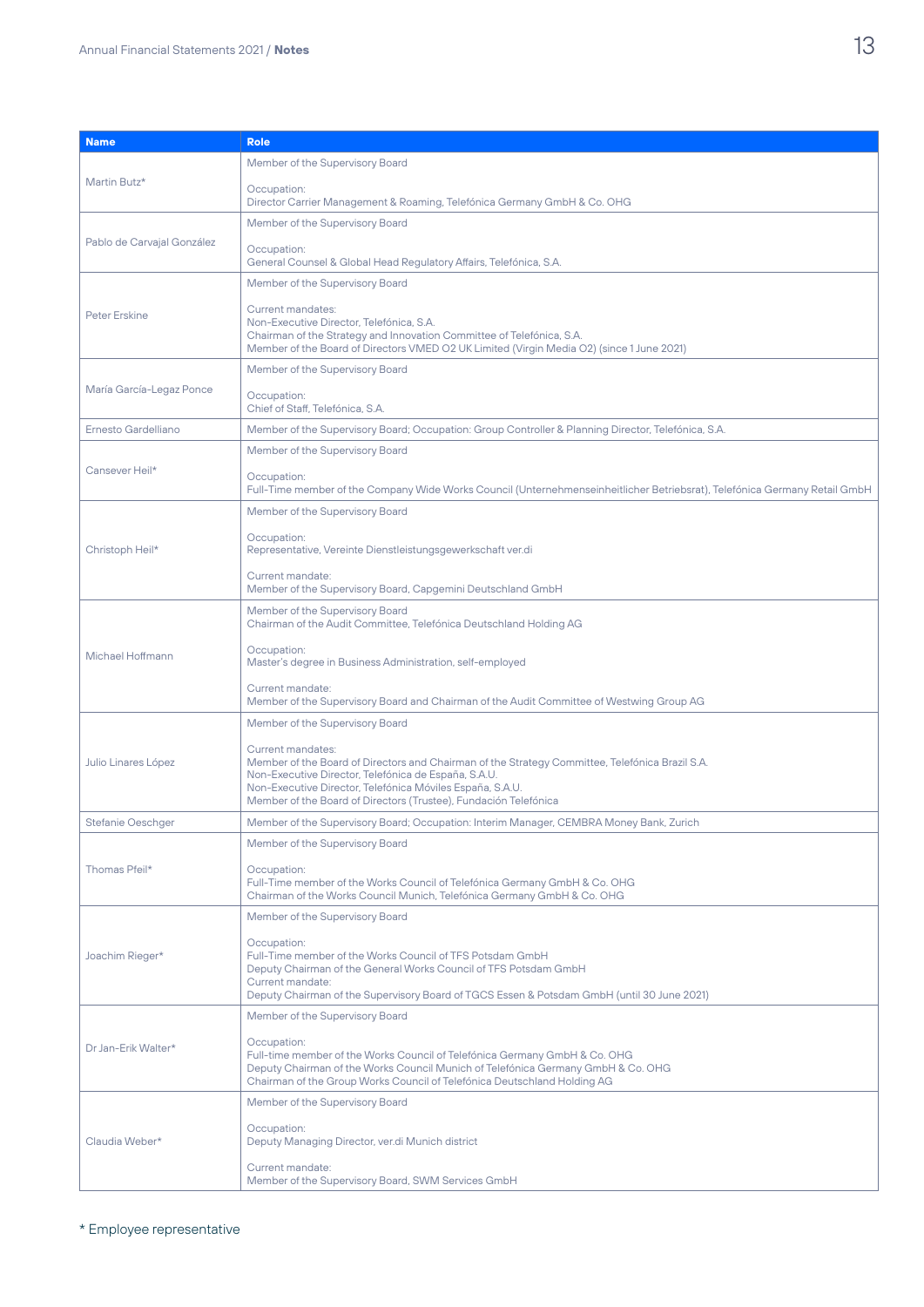| Name | Role |
| --- | --- |
| Martin Butz* | Member of the Supervisory Board<br><br>Occupation:<br>Director Carrier Management & Roaming, Telefónica Germany GmbH & Co. OHG |
| Pablo de Carvajal González | Member of the Supervisory Board<br><br>Occupation:<br>General Counsel & Global Head Regulatory Affairs, Telefónica, S.A. |
| Peter Erskine | Member of the Supervisory Board<br><br>Current mandates:<br>Non-Executive Director, Telefónica, S.A.<br>Chairman of the Strategy and Innovation Committee of Telefónica, S.A.<br>Member of the Board of Directors VMED O2 UK Limited (Virgin Media O2) (since 1 June 2021) |
| María García-Legaz Ponce | Member of the Supervisory Board<br><br>Occupation:<br>Chief of Staff, Telefónica, S.A. |
| Ernesto Gardelliano | Member of the Supervisory Board; Occupation: Group Controller & Planning Director, Telefónica, S.A. |
| Cansever Heil* | Member of the Supervisory Board<br><br>Occupation:<br>Full-Time member of the Company Wide Works Council (Unternehmenseinheitlicher Betriebsrat), Telefónica Germany Retail GmbH |
| Christoph Heil* | Member of the Supervisory Board<br><br>Occupation:<br>Representative, Vereinte Dienstleistungsgewerkschaft ver.di<br><br>Current mandate:<br>Member of the Supervisory Board, Capgemini Deutschland GmbH |
| Michael Hoffmann | Member of the Supervisory Board<br>Chairman of the Audit Committee, Telefónica Deutschland Holding AG<br><br>Occupation:<br>Master's degree in Business Administration, self-employed<br><br>Current mandate:<br>Member of the Supervisory Board and Chairman of the Audit Committee of Westwing Group AG |
| Julio Linares López | Member of the Supervisory Board<br><br>Current mandates:<br>Member of the Board of Directors and Chairman of the Strategy Committee, Telefónica Brazil S.A.<br>Non-Executive Director, Telefónica de España, S.A.U.<br>Non-Executive Director, Telefónica Móviles España, S.A.U.<br>Member of the Board of Directors (Trustee), Fundación Telefónica |
| Stefanie Oeschger | Member of the Supervisory Board; Occupation: Interim Manager, CEMBRA Money Bank, Zurich |
| Thomas Pfeil* | Member of the Supervisory Board<br><br>Occupation:<br>Full-Time member of the Works Council of Telefónica Germany GmbH & Co. OHG<br>Chairman of the Works Council Munich, Telefónica Germany GmbH & Co. OHG |
| Joachim Rieger* | Member of the Supervisory Board<br><br>Occupation:<br>Full-Time member of the Works Council of TFS Potsdam GmbH<br>Deputy Chairman of the General Works Council of TFS Potsdam GmbH<br>Current mandate:<br>Deputy Chairman of the Supervisory Board of TGCS Essen & Potsdam GmbH (until 30 June 2021) |
| Dr Jan-Erik Walter* | Member of the Supervisory Board<br><br>Occupation:<br>Full-time member of the Works Council of Telefónica Germany GmbH & Co. OHG<br>Deputy Chairman of the Works Council Munich of Telefónica Germany GmbH & Co. OHG<br>Chairman of the Group Works Council of Telefónica Deutschland Holding AG |
| Claudia Weber* | Member of the Supervisory Board<br><br>Occupation:<br>Deputy Managing Director, ver.di Munich district<br><br>Current mandate:<br>Member of the Supervisory Board, SWM Services GmbH |

* Employee representative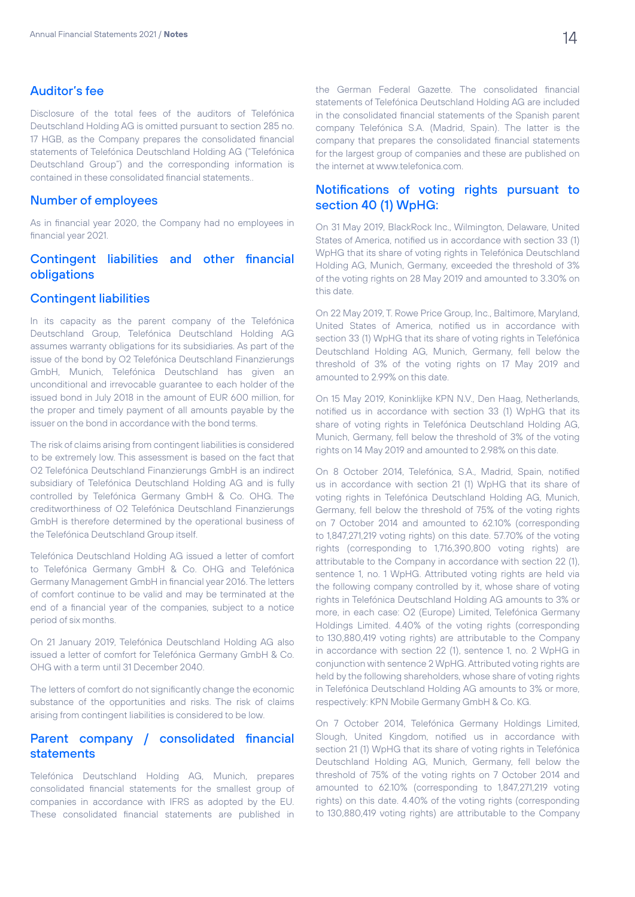## Auditor's fee

Disclosure of the total fees of the auditors of Telefónica Deutschland Holding AG is omitted pursuant to section 285 no. 17 HGB, as the Company prepares the consolidated financial statements of Telefónica Deutschland Holding AG ("Telefónica Deutschland Group") and the corresponding information is contained in these consolidated financial statements..

## Number of employees

As in financial year 2020, the Company had no employees in financial year 2021.

## Contingent liabilities and other financial obligations

## Contingent liabilities

In its capacity as the parent company of the Telefónica Deutschland Group, Telefónica Deutschland Holding AG assumes warranty obligations for its subsidiaries. As part of the issue of the bond by O2 Telefónica Deutschland Finanzierungs GmbH, Munich, Telefónica Deutschland has given an unconditional and irrevocable guarantee to each holder of the issued bond in July 2018 in the amount of EUR 600 million, for the proper and timely payment of all amounts payable by the issuer on the bond in accordance with the bond terms.

The risk of claims arising from contingent liabilities is considered to be extremely low. This assessment is based on the fact that O2 Telefónica Deutschland Finanzierungs GmbH is an indirect subsidiary of Telefónica Deutschland Holding AG and is fully controlled by Telefónica Germany GmbH & Co. OHG. The creditworthiness of O2 Telefónica Deutschland Finanzierungs GmbH is therefore determined by the operational business of the Telefónica Deutschland Group itself.

Telefónica Deutschland Holding AG issued a letter of comfort to Telefónica Germany GmbH & Co. OHG and Telefónica Germany Management GmbH in financial year 2016. The letters of comfort continue to be valid and may be terminated at the end of a financial year of the companies, subject to a notice period of six months.

On 21 January 2019, Telefónica Deutschland Holding AG also issued a letter of comfort for Telefónica Germany GmbH & Co. OHG with a term until 31 December 2040.

The letters of comfort do not significantly change the economic substance of the opportunities and risks. The risk of claims arising from contingent liabilities is considered to be low.

## Parent company / consolidated financial statements

Telefónica Deutschland Holding AG, Munich, prepares consolidated financial statements for the smallest group of companies in accordance with IFRS as adopted by the EU. These consolidated financial statements are published in the German Federal Gazette. The consolidated financial statements of Telefónica Deutschland Holding AG are included in the consolidated financial statements of the Spanish parent company Telefónica S.A. (Madrid, Spain). The latter is the company that prepares the consolidated financial statements for the largest group of companies and these are published on the internet at www.telefonica.com.

## Notifications of voting rights pursuant to section 40 (1) WpHG:

On 31 May 2019, BlackRock Inc., Wilmington, Delaware, United States of America, notified us in accordance with section 33 (1) WpHG that its share of voting rights in Telefónica Deutschland Holding AG, Munich, Germany, exceeded the threshold of 3% of the voting rights on 28 May 2019 and amounted to 3.30% on this date.

On 22 May 2019, T. Rowe Price Group, Inc., Baltimore, Maryland, United States of America, notified us in accordance with section 33 (1) WpHG that its share of voting rights in Telefónica Deutschland Holding AG, Munich, Germany, fell below the threshold of 3% of the voting rights on 17 May 2019 and amounted to 2.99% on this date.

On 15 May 2019, Koninklijke KPN N.V., Den Haag, Netherlands, notified us in accordance with section 33 (1) WpHG that its share of voting rights in Telefónica Deutschland Holding AG, Munich, Germany, fell below the threshold of 3% of the voting rights on 14 May 2019 and amounted to 2.98% on this date.

On 8 October 2014, Telefónica, S.A., Madrid, Spain, notified us in accordance with section 21 (1) WpHG that its share of voting rights in Telefónica Deutschland Holding AG, Munich, Germany, fell below the threshold of 75% of the voting rights on 7 October 2014 and amounted to 62.10% (corresponding to 1,847,271,219 voting rights) on this date. 57.70% of the voting rights (corresponding to 1,716,390,800 voting rights) are attributable to the Company in accordance with section 22 (1), sentence 1, no. 1 WpHG. Attributed voting rights are held via the following company controlled by it, whose share of voting rights in Telefónica Deutschland Holding AG amounts to 3% or more, in each case: O2 (Europe) Limited, Telefónica Germany Holdings Limited. 4.40% of the voting rights (corresponding to 130,880,419 voting rights) are attributable to the Company in accordance with section 22 (1), sentence 1, no. 2 WpHG in conjunction with sentence 2 WpHG. Attributed voting rights are held by the following shareholders, whose share of voting rights in Telefónica Deutschland Holding AG amounts to 3% or more, respectively: KPN Mobile Germany GmbH & Co. KG.

On 7 October 2014, Telefónica Germany Holdings Limited, Slough, United Kingdom, notified us in accordance with section 21 (1) WpHG that its share of voting rights in Telefónica Deutschland Holding AG, Munich, Germany, fell below the threshold of 75% of the voting rights on 7 October 2014 and amounted to 62.10% (corresponding to 1,847,271,219 voting rights) on this date. 4.40% of the voting rights (corresponding to 130,880,419 voting rights) are attributable to the Company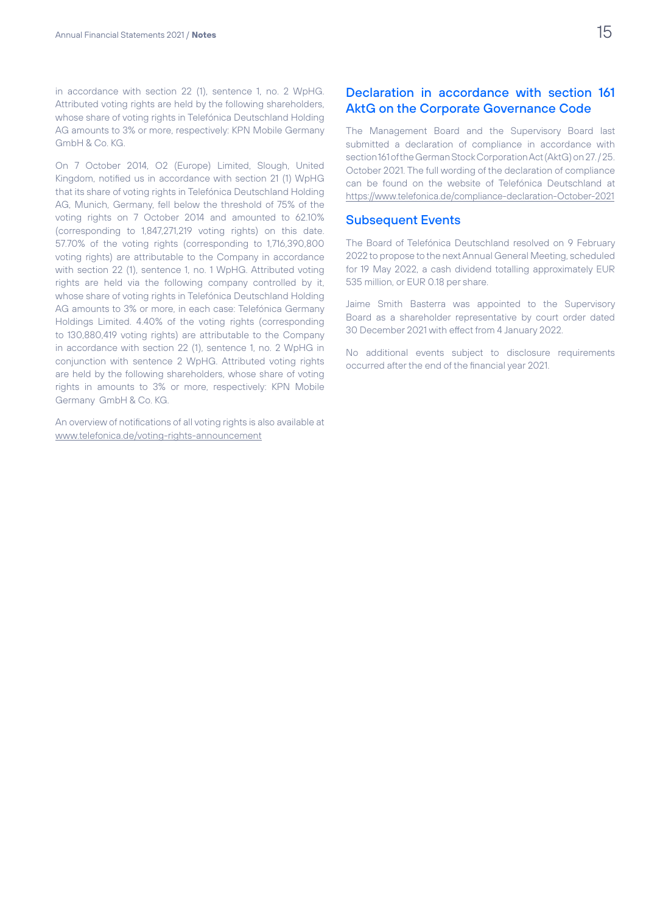in accordance with section 22 (1), sentence 1, no. 2 WpHG. Attributed voting rights are held by the following shareholders, whose share of voting rights in Telefónica Deutschland Holding AG amounts to 3% or more, respectively: KPN Mobile Germany GmbH & Co. KG.

On 7 October 2014, O2 (Europe) Limited, Slough, United Kingdom, notified us in accordance with section 21 (1) WpHG that its share of voting rights in Telefónica Deutschland Holding AG, Munich, Germany, fell below the threshold of 75% of the voting rights on 7 October 2014 and amounted to 62.10% (corresponding to 1,847,271,219 voting rights) on this date. 57.70% of the voting rights (corresponding to 1,716,390,800 voting rights) are attributable to the Company in accordance with section 22 (1), sentence 1, no. 1 WpHG. Attributed voting rights are held via the following company controlled by it, whose share of voting rights in Telefónica Deutschland Holding AG amounts to 3% or more, in each case: Telefónica Germany Holdings Limited. 4.40% of the voting rights (corresponding to 130,880,419 voting rights) are attributable to the Company in accordance with section 22 (1), sentence 1, no. 2 WpHG in conjunction with sentence 2 WpHG. Attributed voting rights are held by the following shareholders, whose share of voting rights in amounts to 3% or more, respectively: KPN Mobile Germany GmbH & Co. KG.

An overview of notifications of all voting rights is also available at www.telefonica.de/voting-rights-announcement

## Declaration in accordance with section 161 AktG on the Corporate Governance Code

The Management Board and the Supervisory Board last submitted a declaration of compliance in accordance with section 161 of the German Stock Corporation Act (AktG) on 27. / 25. October 2021. The full wording of the declaration of compliance can be found on the website of Telefónica Deutschland at https://www.telefonica.de/compliance-declaration-October-2021

## Subsequent Events

The Board of Telefónica Deutschland resolved on 9 February 2022 to propose to the next Annual General Meeting, scheduled for 19 May 2022, a cash dividend totalling approximately EUR 535 million, or EUR 0.18 per share.

Jaime Smith Basterra was appointed to the Supervisory Board as a shareholder representative by court order dated 30 December 2021 with effect from 4 January 2022.

No additional events subject to disclosure requirements occurred after the end of the financial year 2021.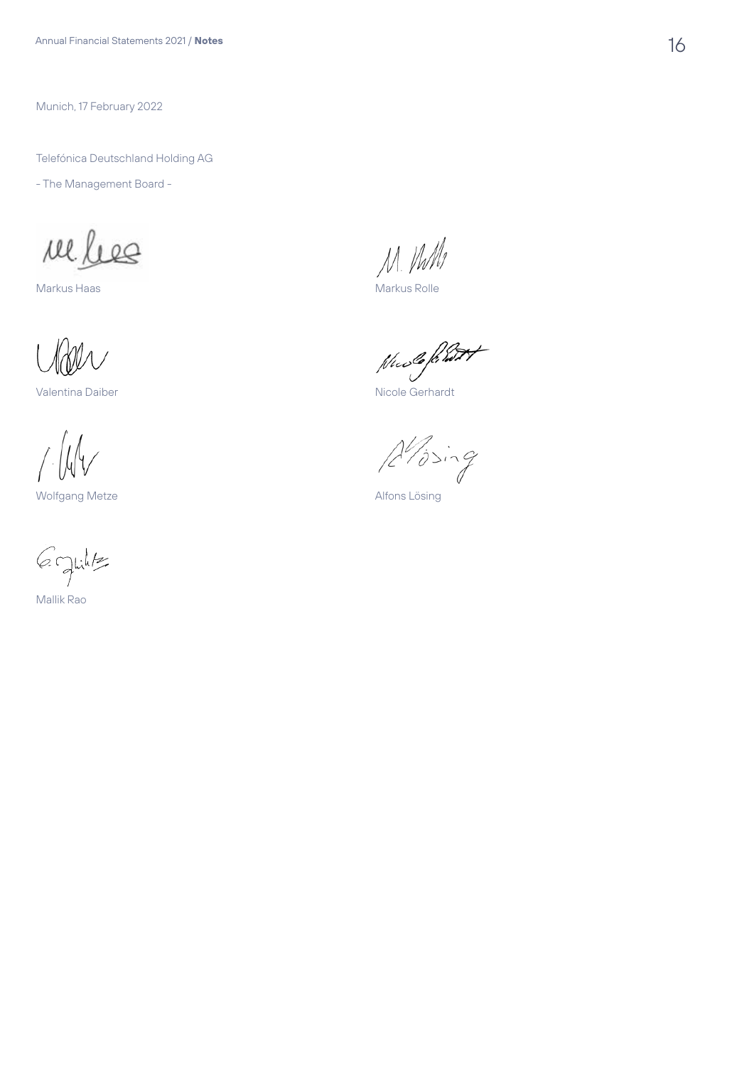Munich, 17 February 2022

Telefónica Deutschland Holding AG

- The Management Board -

Markus Haas

Markus Rolle

Valentina Daiber

Nicole Gerhardt

Wolfgang Metze

Alfons Lösing

Mallik Rao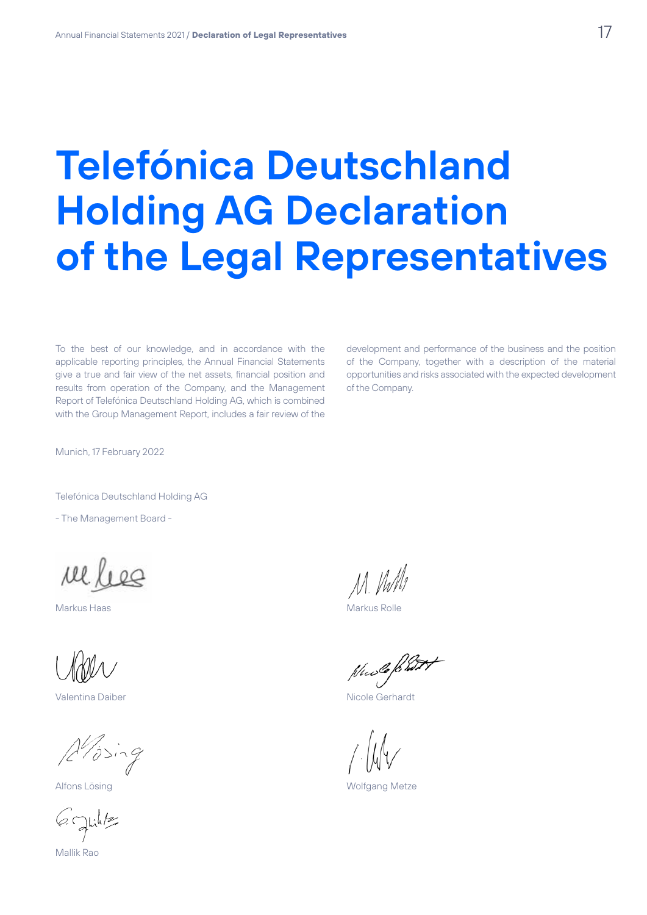# Telefónica Deutschland Holding AG Declaration of the Legal Representatives

To the best of our knowledge, and in accordance with the applicable reporting principles, the Annual Financial Statements give a true and fair view of the net assets, financial position and results from operation of the Company, and the Management Report of Telefónica Deutschland Holding AG, which is combined with the Group Management Report, includes a fair review of the development and performance of the business and the position of the Company, together with a description of the material opportunities and risks associated with the expected development of the Company.

Munich, 17 February 2022

Telefónica Deutschland Holding AG

- The Management Board -

Markus Haas

Markus Rolle

Valentina Daiber

Nicole Gerhardt

Alfons Lösing

Wolfgang Metze

Mallik Rao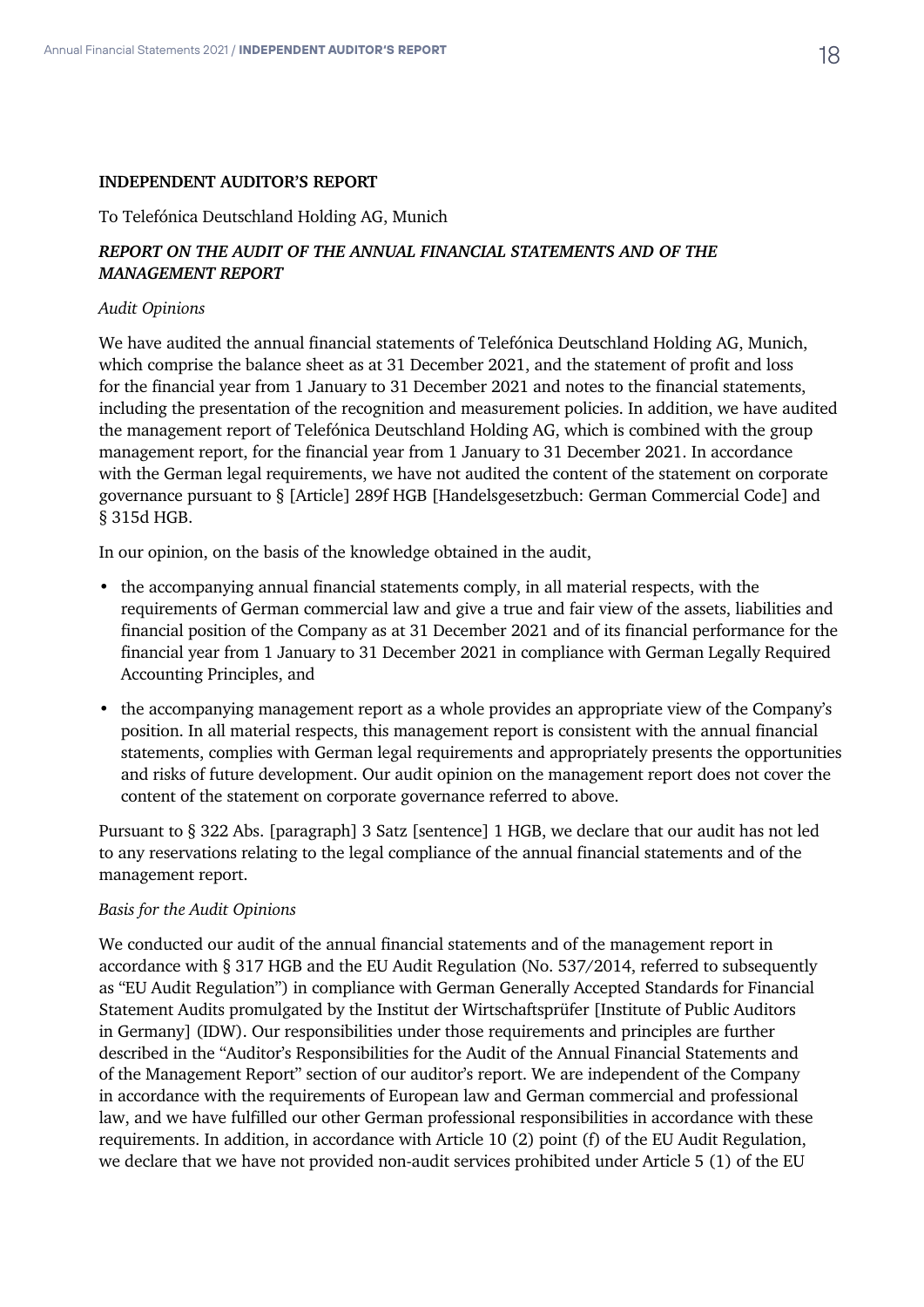**INDEPENDENT AUDITOR'S REPORT**

To Telefónica Deutschland Holding AG, Munich

***REPORT ON THE AUDIT OF THE ANNUAL FINANCIAL STATEMENTS AND OF THE MANAGEMENT REPORT***

*Audit Opinions*

We have audited the annual financial statements of Telefónica Deutschland Holding AG, Munich, which comprise the balance sheet as at 31 December 2021, and the statement of profit and loss for the financial year from 1 January to 31 December 2021 and notes to the financial statements, including the presentation of the recognition and measurement policies. In addition, we have audited the management report of Telefónica Deutschland Holding AG, which is combined with the group management report, for the financial year from 1 January to 31 December 2021. In accordance with the German legal requirements, we have not audited the content of the statement on corporate governance pursuant to § [Article] 289f HGB [Handelsgesetzbuch: German Commercial Code] and § 315d HGB.

In our opinion, on the basis of the knowledge obtained in the audit,

- the accompanying annual financial statements comply, in all material respects, with the requirements of German commercial law and give a true and fair view of the assets, liabilities and financial position of the Company as at 31 December 2021 and of its financial performance for the financial year from 1 January to 31 December 2021 in compliance with German Legally Required Accounting Principles, and
- the accompanying management report as a whole provides an appropriate view of the Company's position. In all material respects, this management report is consistent with the annual financial statements, complies with German legal requirements and appropriately presents the opportunities and risks of future development. Our audit opinion on the management report does not cover the content of the statement on corporate governance referred to above.

Pursuant to § 322 Abs. [paragraph] 3 Satz [sentence] 1 HGB, we declare that our audit has not led to any reservations relating to the legal compliance of the annual financial statements and of the management report.

*Basis for the Audit Opinions*

We conducted our audit of the annual financial statements and of the management report in accordance with § 317 HGB and the EU Audit Regulation (No. 537/2014, referred to subsequently as "EU Audit Regulation") in compliance with German Generally Accepted Standards for Financial Statement Audits promulgated by the Institut der Wirtschaftsprüfer [Institute of Public Auditors in Germany] (IDW). Our responsibilities under those requirements and principles are further described in the "Auditor's Responsibilities for the Audit of the Annual Financial Statements and of the Management Report" section of our auditor's report. We are independent of the Company in accordance with the requirements of European law and German commercial and professional law, and we have fulfilled our other German professional responsibilities in accordance with these requirements. In addition, in accordance with Article 10 (2) point (f) of the EU Audit Regulation, we declare that we have not provided non-audit services prohibited under Article 5 (1) of the EU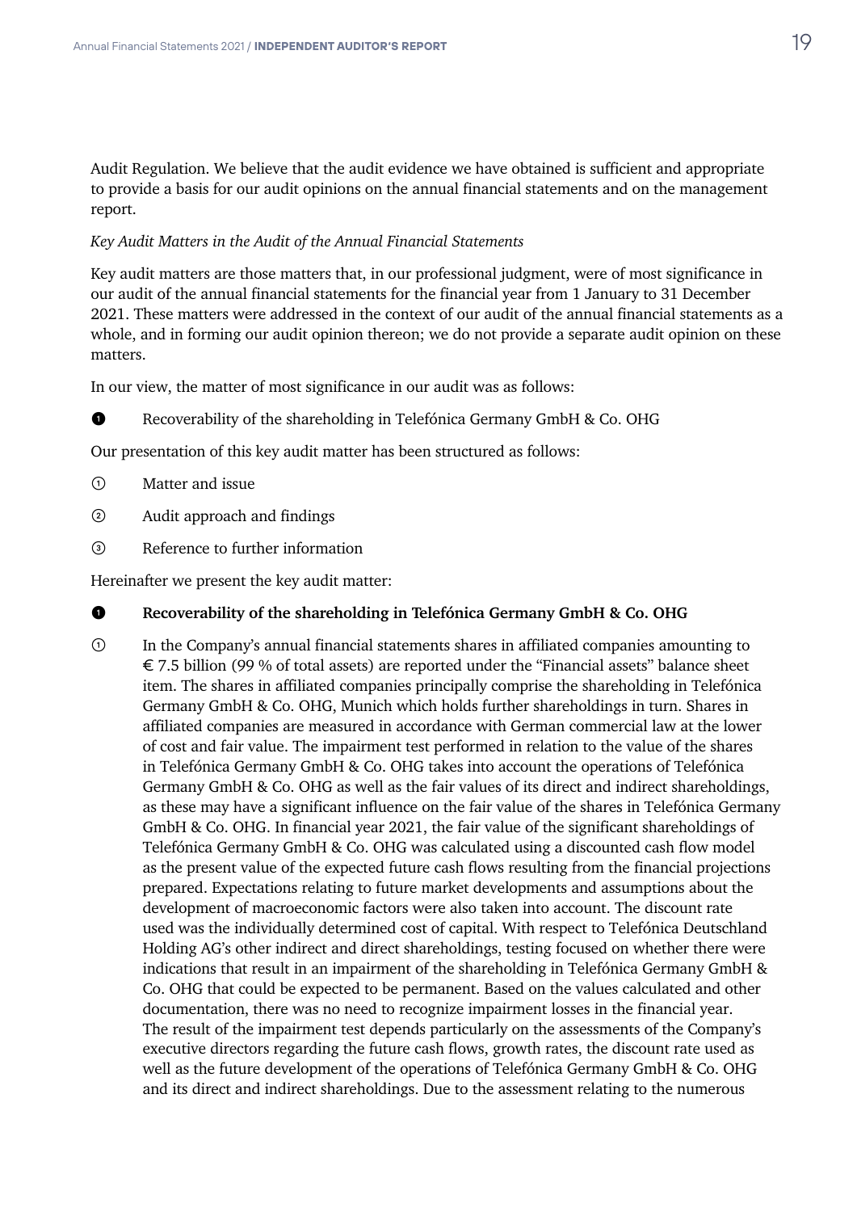Audit Regulation. We believe that the audit evidence we have obtained is sufficient and appropriate to provide a basis for our audit opinions on the annual financial statements and on the management report.

*Key Audit Matters in the Audit of the Annual Financial Statements*

Key audit matters are those matters that, in our professional judgment, were of most significance in our audit of the annual financial statements for the financial year from 1 January to 31 December 2021. These matters were addressed in the context of our audit of the annual financial statements as a whole, and in forming our audit opinion thereon; we do not provide a separate audit opinion on these matters.

In our view, the matter of most significance in our audit was as follows:

❶ Recoverability of the shareholding in Telefónica Germany GmbH & Co. OHG

Our presentation of this key audit matter has been structured as follows:

① Matter and issue

② Audit approach and findings

③ Reference to further information

Hereinafter we present the key audit matter:

❶ **Recoverability of the shareholding in Telefónica Germany GmbH & Co. OHG**

① In the Company's annual financial statements shares in affiliated companies amounting to € 7.5 billion (99 % of total assets) are reported under the "Financial assets" balance sheet item. The shares in affiliated companies principally comprise the shareholding in Telefónica Germany GmbH & Co. OHG, Munich which holds further shareholdings in turn. Shares in affiliated companies are measured in accordance with German commercial law at the lower of cost and fair value. The impairment test performed in relation to the value of the shares in Telefónica Germany GmbH & Co. OHG takes into account the operations of Telefónica Germany GmbH & Co. OHG as well as the fair values of its direct and indirect shareholdings, as these may have a significant influence on the fair value of the shares in Telefónica Germany GmbH & Co. OHG. In financial year 2021, the fair value of the significant shareholdings of Telefónica Germany GmbH & Co. OHG was calculated using a discounted cash flow model as the present value of the expected future cash flows resulting from the financial projections prepared. Expectations relating to future market developments and assumptions about the development of macroeconomic factors were also taken into account. The discount rate used was the individually determined cost of capital. With respect to Telefónica Deutschland Holding AG's other indirect and direct shareholdings, testing focused on whether there were indications that result in an impairment of the shareholding in Telefónica Germany GmbH & Co. OHG that could be expected to be permanent. Based on the values calculated and other documentation, there was no need to recognize impairment losses in the financial year. The result of the impairment test depends particularly on the assessments of the Company's executive directors regarding the future cash flows, growth rates, the discount rate used as well as the future development of the operations of Telefónica Germany GmbH & Co. OHG and its direct and indirect shareholdings. Due to the assessment relating to the numerous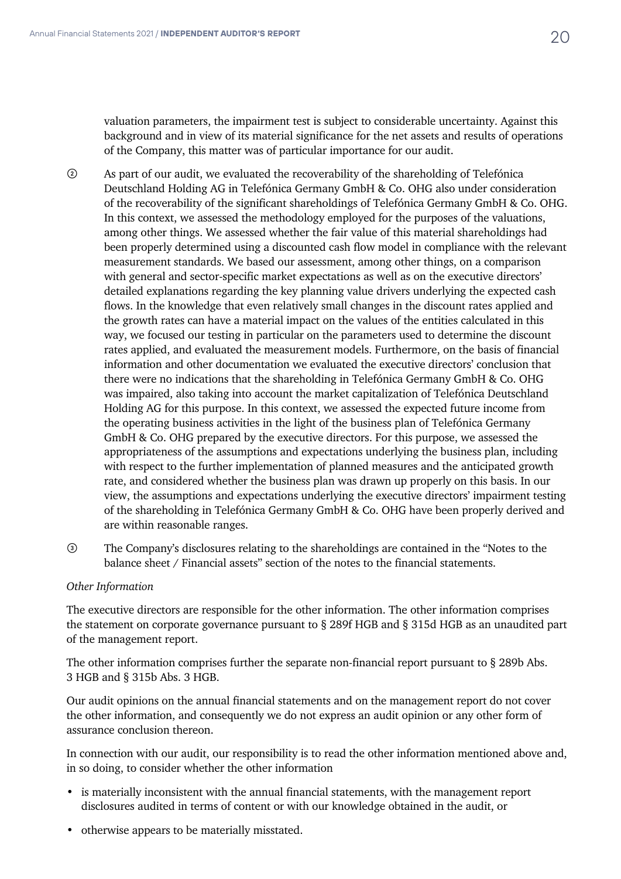valuation parameters, the impairment test is subject to considerable uncertainty. Against this background and in view of its material significance for the net assets and results of operations of the Company, this matter was of particular importance for our audit.

② As part of our audit, we evaluated the recoverability of the shareholding of Telefónica Deutschland Holding AG in Telefónica Germany GmbH & Co. OHG also under consideration of the recoverability of the significant shareholdings of Telefónica Germany GmbH & Co. OHG. In this context, we assessed the methodology employed for the purposes of the valuations, among other things. We assessed whether the fair value of this material shareholdings had been properly determined using a discounted cash flow model in compliance with the relevant measurement standards. We based our assessment, among other things, on a comparison with general and sector-specific market expectations as well as on the executive directors' detailed explanations regarding the key planning value drivers underlying the expected cash flows. In the knowledge that even relatively small changes in the discount rates applied and the growth rates can have a material impact on the values of the entities calculated in this way, we focused our testing in particular on the parameters used to determine the discount rates applied, and evaluated the measurement models. Furthermore, on the basis of financial information and other documentation we evaluated the executive directors' conclusion that there were no indications that the shareholding in Telefónica Germany GmbH & Co. OHG was impaired, also taking into account the market capitalization of Telefónica Deutschland Holding AG for this purpose. In this context, we assessed the expected future income from the operating business activities in the light of the business plan of Telefónica Germany GmbH & Co. OHG prepared by the executive directors. For this purpose, we assessed the appropriateness of the assumptions and expectations underlying the business plan, including with respect to the further implementation of planned measures and the anticipated growth rate, and considered whether the business plan was drawn up properly on this basis. In our view, the assumptions and expectations underlying the executive directors' impairment testing of the shareholding in Telefónica Germany GmbH & Co. OHG have been properly derived and are within reasonable ranges.

③ The Company's disclosures relating to the shareholdings are contained in the "Notes to the balance sheet / Financial assets" section of the notes to the financial statements.

*Other Information*

The executive directors are responsible for the other information. The other information comprises the statement on corporate governance pursuant to § 289f HGB and § 315d HGB as an unaudited part of the management report.

The other information comprises further the separate non-financial report pursuant to § 289b Abs. 3 HGB and § 315b Abs. 3 HGB.

Our audit opinions on the annual financial statements and on the management report do not cover the other information, and consequently we do not express an audit opinion or any other form of assurance conclusion thereon.

In connection with our audit, our responsibility is to read the other information mentioned above and, in so doing, to consider whether the other information

- is materially inconsistent with the annual financial statements, with the management report disclosures audited in terms of content or with our knowledge obtained in the audit, or
- otherwise appears to be materially misstated.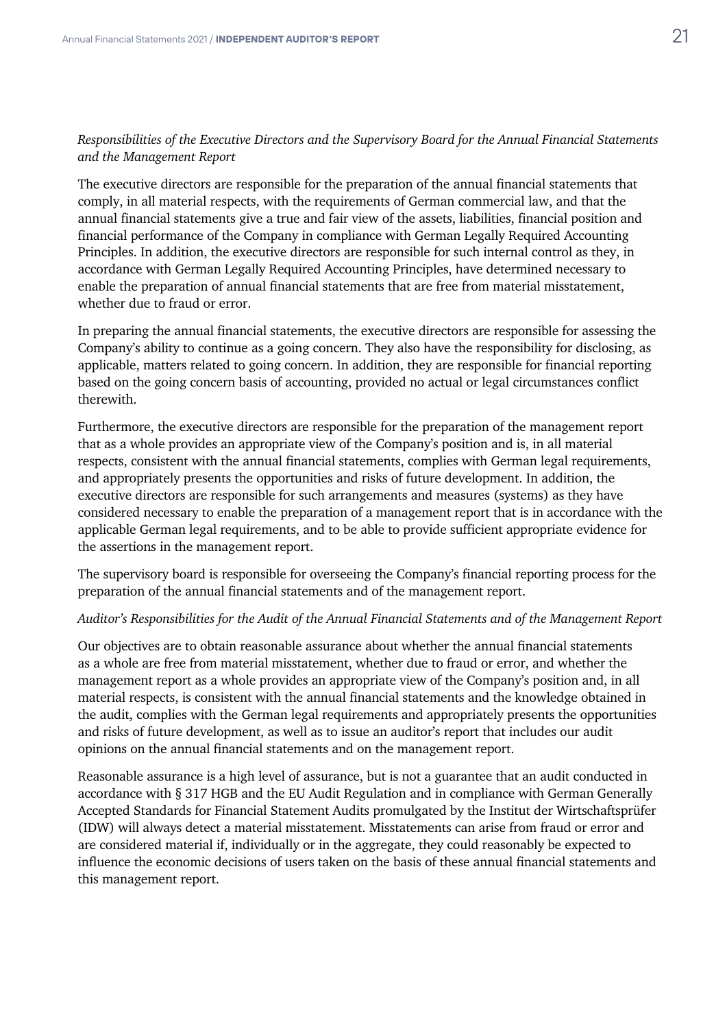*Responsibilities of the Executive Directors and the Supervisory Board for the Annual Financial Statements and the Management Report*

The executive directors are responsible for the preparation of the annual financial statements that comply, in all material respects, with the requirements of German commercial law, and that the annual financial statements give a true and fair view of the assets, liabilities, financial position and financial performance of the Company in compliance with German Legally Required Accounting Principles. In addition, the executive directors are responsible for such internal control as they, in accordance with German Legally Required Accounting Principles, have determined necessary to enable the preparation of annual financial statements that are free from material misstatement, whether due to fraud or error.

In preparing the annual financial statements, the executive directors are responsible for assessing the Company's ability to continue as a going concern. They also have the responsibility for disclosing, as applicable, matters related to going concern. In addition, they are responsible for financial reporting based on the going concern basis of accounting, provided no actual or legal circumstances conflict therewith.

Furthermore, the executive directors are responsible for the preparation of the management report that as a whole provides an appropriate view of the Company's position and is, in all material respects, consistent with the annual financial statements, complies with German legal requirements, and appropriately presents the opportunities and risks of future development. In addition, the executive directors are responsible for such arrangements and measures (systems) as they have considered necessary to enable the preparation of a management report that is in accordance with the applicable German legal requirements, and to be able to provide sufficient appropriate evidence for the assertions in the management report.

The supervisory board is responsible for overseeing the Company's financial reporting process for the preparation of the annual financial statements and of the management report.

*Auditor's Responsibilities for the Audit of the Annual Financial Statements and of the Management Report*

Our objectives are to obtain reasonable assurance about whether the annual financial statements as a whole are free from material misstatement, whether due to fraud or error, and whether the management report as a whole provides an appropriate view of the Company's position and, in all material respects, is consistent with the annual financial statements and the knowledge obtained in the audit, complies with the German legal requirements and appropriately presents the opportunities and risks of future development, as well as to issue an auditor's report that includes our audit opinions on the annual financial statements and on the management report.

Reasonable assurance is a high level of assurance, but is not a guarantee that an audit conducted in accordance with § 317 HGB and the EU Audit Regulation and in compliance with German Generally Accepted Standards for Financial Statement Audits promulgated by the Institut der Wirtschaftsprüfer (IDW) will always detect a material misstatement. Misstatements can arise from fraud or error and are considered material if, individually or in the aggregate, they could reasonably be expected to influence the economic decisions of users taken on the basis of these annual financial statements and this management report.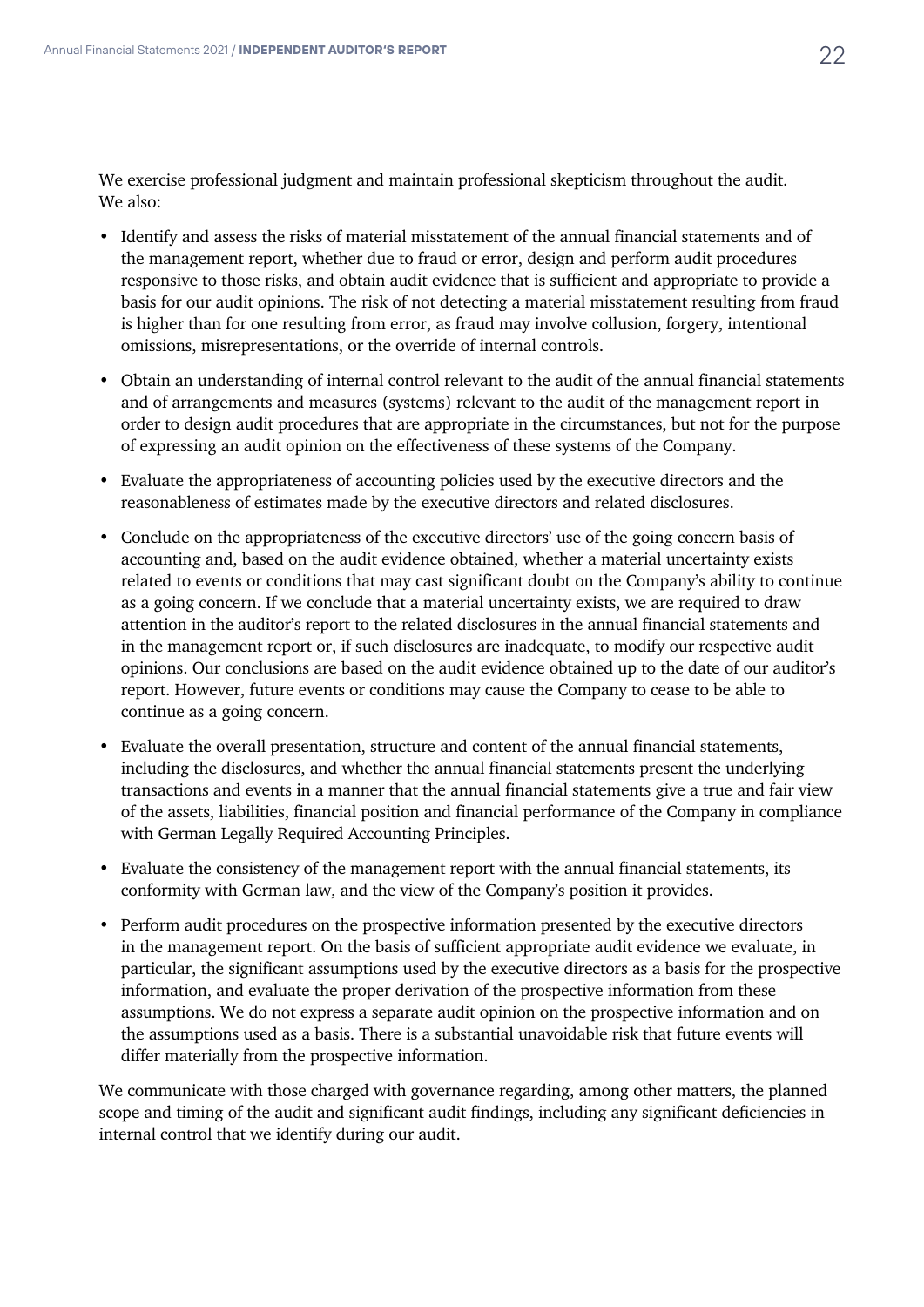We exercise professional judgment and maintain professional skepticism throughout the audit. We also:

- Identify and assess the risks of material misstatement of the annual financial statements and of the management report, whether due to fraud or error, design and perform audit procedures responsive to those risks, and obtain audit evidence that is sufficient and appropriate to provide a basis for our audit opinions. The risk of not detecting a material misstatement resulting from fraud is higher than for one resulting from error, as fraud may involve collusion, forgery, intentional omissions, misrepresentations, or the override of internal controls.
- Obtain an understanding of internal control relevant to the audit of the annual financial statements and of arrangements and measures (systems) relevant to the audit of the management report in order to design audit procedures that are appropriate in the circumstances, but not for the purpose of expressing an audit opinion on the effectiveness of these systems of the Company.
- Evaluate the appropriateness of accounting policies used by the executive directors and the reasonableness of estimates made by the executive directors and related disclosures.
- Conclude on the appropriateness of the executive directors' use of the going concern basis of accounting and, based on the audit evidence obtained, whether a material uncertainty exists related to events or conditions that may cast significant doubt on the Company's ability to continue as a going concern. If we conclude that a material uncertainty exists, we are required to draw attention in the auditor's report to the related disclosures in the annual financial statements and in the management report or, if such disclosures are inadequate, to modify our respective audit opinions. Our conclusions are based on the audit evidence obtained up to the date of our auditor's report. However, future events or conditions may cause the Company to cease to be able to continue as a going concern.
- Evaluate the overall presentation, structure and content of the annual financial statements, including the disclosures, and whether the annual financial statements present the underlying transactions and events in a manner that the annual financial statements give a true and fair view of the assets, liabilities, financial position and financial performance of the Company in compliance with German Legally Required Accounting Principles.
- Evaluate the consistency of the management report with the annual financial statements, its conformity with German law, and the view of the Company's position it provides.
- Perform audit procedures on the prospective information presented by the executive directors in the management report. On the basis of sufficient appropriate audit evidence we evaluate, in particular, the significant assumptions used by the executive directors as a basis for the prospective information, and evaluate the proper derivation of the prospective information from these assumptions. We do not express a separate audit opinion on the prospective information and on the assumptions used as a basis. There is a substantial unavoidable risk that future events will differ materially from the prospective information.

We communicate with those charged with governance regarding, among other matters, the planned scope and timing of the audit and significant audit findings, including any significant deficiencies in internal control that we identify during our audit.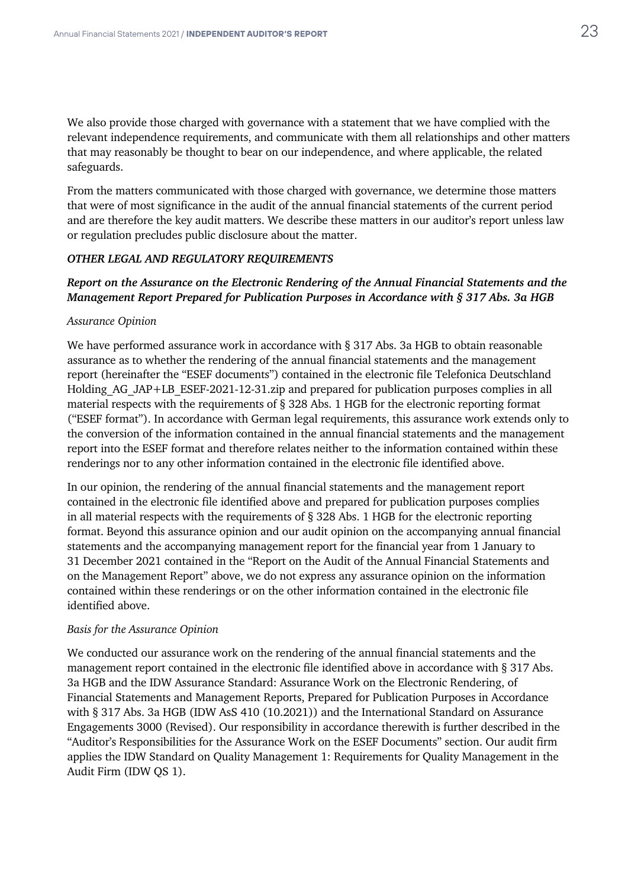We also provide those charged with governance with a statement that we have complied with the relevant independence requirements, and communicate with them all relationships and other matters that may reasonably be thought to bear on our independence, and where applicable, the related safeguards.

From the matters communicated with those charged with governance, we determine those matters that were of most significance in the audit of the annual financial statements of the current period and are therefore the key audit matters. We describe these matters in our auditor's report unless law or regulation precludes public disclosure about the matter.

***OTHER LEGAL AND REGULATORY REQUIREMENTS***

***Report on the Assurance on the Electronic Rendering of the Annual Financial Statements and the Management Report Prepared for Publication Purposes in Accordance with § 317 Abs. 3a HGB***

*Assurance Opinion*

We have performed assurance work in accordance with § 317 Abs. 3a HGB to obtain reasonable assurance as to whether the rendering of the annual financial statements and the management report (hereinafter the "ESEF documents") contained in the electronic file Telefonica Deutschland Holding_AG_JAP+LB_ESEF-2021-12-31.zip and prepared for publication purposes complies in all material respects with the requirements of § 328 Abs. 1 HGB for the electronic reporting format ("ESEF format"). In accordance with German legal requirements, this assurance work extends only to the conversion of the information contained in the annual financial statements and the management report into the ESEF format and therefore relates neither to the information contained within these renderings nor to any other information contained in the electronic file identified above.

In our opinion, the rendering of the annual financial statements and the management report contained in the electronic file identified above and prepared for publication purposes complies in all material respects with the requirements of § 328 Abs. 1 HGB for the electronic reporting format. Beyond this assurance opinion and our audit opinion on the accompanying annual financial statements and the accompanying management report for the financial year from 1 January to 31 December 2021 contained in the "Report on the Audit of the Annual Financial Statements and on the Management Report" above, we do not express any assurance opinion on the information contained within these renderings or on the other information contained in the electronic file identified above.

*Basis for the Assurance Opinion*

We conducted our assurance work on the rendering of the annual financial statements and the management report contained in the electronic file identified above in accordance with § 317 Abs. 3a HGB and the IDW Assurance Standard: Assurance Work on the Electronic Rendering, of Financial Statements and Management Reports, Prepared for Publication Purposes in Accordance with § 317 Abs. 3a HGB (IDW AsS 410 (10.2021)) and the International Standard on Assurance Engagements 3000 (Revised). Our responsibility in accordance therewith is further described in the "Auditor's Responsibilities for the Assurance Work on the ESEF Documents" section. Our audit firm applies the IDW Standard on Quality Management 1: Requirements for Quality Management in the Audit Firm (IDW QS 1).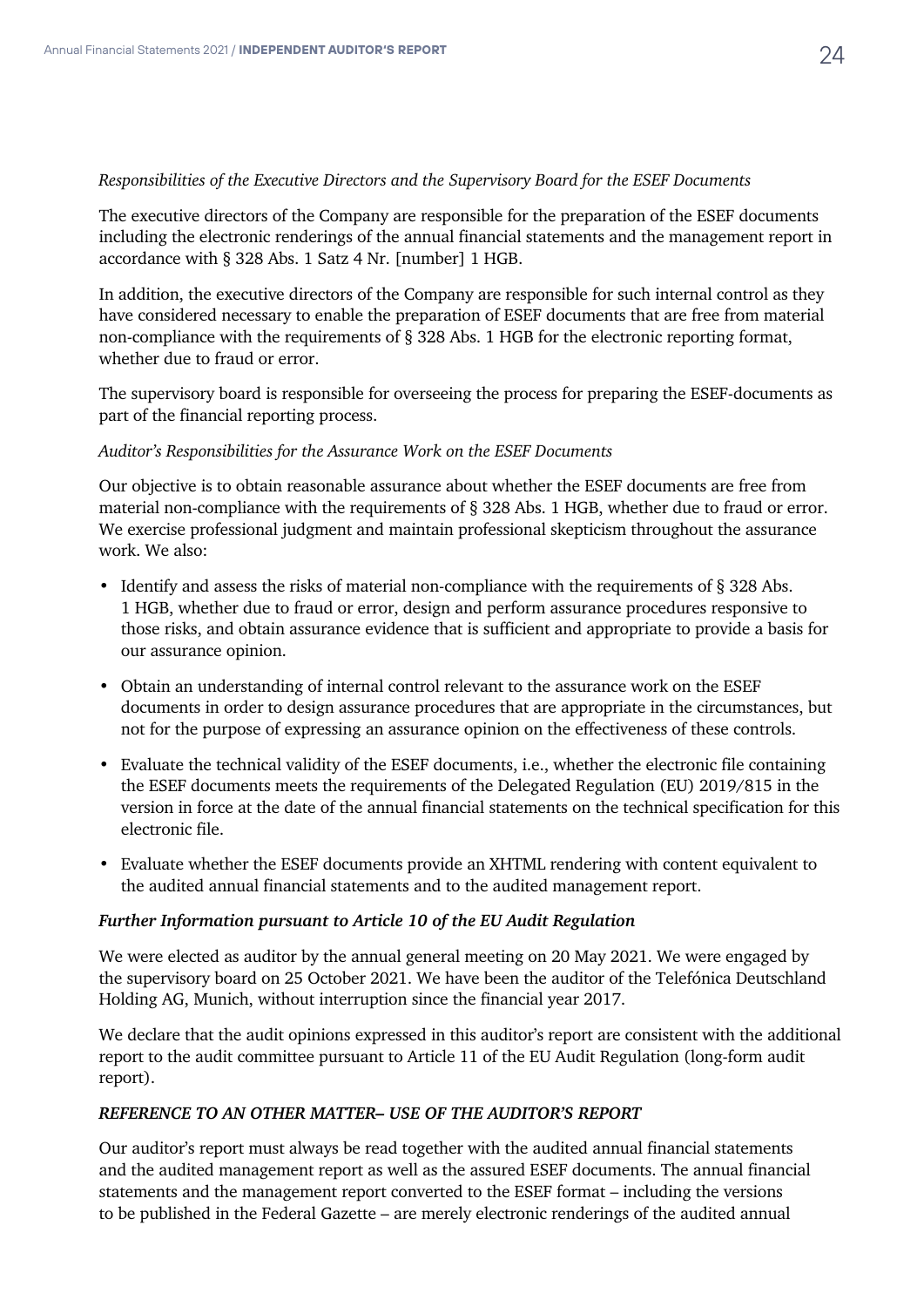*Responsibilities of the Executive Directors and the Supervisory Board for the ESEF Documents*

The executive directors of the Company are responsible for the preparation of the ESEF documents including the electronic renderings of the annual financial statements and the management report in accordance with § 328 Abs. 1 Satz 4 Nr. [number] 1 HGB.

In addition, the executive directors of the Company are responsible for such internal control as they have considered necessary to enable the preparation of ESEF documents that are free from material non-compliance with the requirements of § 328 Abs. 1 HGB for the electronic reporting format, whether due to fraud or error.

The supervisory board is responsible for overseeing the process for preparing the ESEF-documents as part of the financial reporting process.

*Auditor's Responsibilities for the Assurance Work on the ESEF Documents*

Our objective is to obtain reasonable assurance about whether the ESEF documents are free from material non-compliance with the requirements of § 328 Abs. 1 HGB, whether due to fraud or error. We exercise professional judgment and maintain professional skepticism throughout the assurance work. We also:

- Identify and assess the risks of material non-compliance with the requirements of § 328 Abs. 1 HGB, whether due to fraud or error, design and perform assurance procedures responsive to those risks, and obtain assurance evidence that is sufficient and appropriate to provide a basis for our assurance opinion.
- Obtain an understanding of internal control relevant to the assurance work on the ESEF documents in order to design assurance procedures that are appropriate in the circumstances, but not for the purpose of expressing an assurance opinion on the effectiveness of these controls.
- Evaluate the technical validity of the ESEF documents, i.e., whether the electronic file containing the ESEF documents meets the requirements of the Delegated Regulation (EU) 2019/815 in the version in force at the date of the annual financial statements on the technical specification for this electronic file.
- Evaluate whether the ESEF documents provide an XHTML rendering with content equivalent to the audited annual financial statements and to the audited management report.

***Further Information pursuant to Article 10 of the EU Audit Regulation***

We were elected as auditor by the annual general meeting on 20 May 2021. We were engaged by the supervisory board on 25 October 2021. We have been the auditor of the Telefónica Deutschland Holding AG, Munich, without interruption since the financial year 2017.

We declare that the audit opinions expressed in this auditor's report are consistent with the additional report to the audit committee pursuant to Article 11 of the EU Audit Regulation (long-form audit report).

***REFERENCE TO AN OTHER MATTER– USE OF THE AUDITOR'S REPORT***

Our auditor's report must always be read together with the audited annual financial statements and the audited management report as well as the assured ESEF documents. The annual financial statements and the management report converted to the ESEF format – including the versions to be published in the Federal Gazette – are merely electronic renderings of the audited annual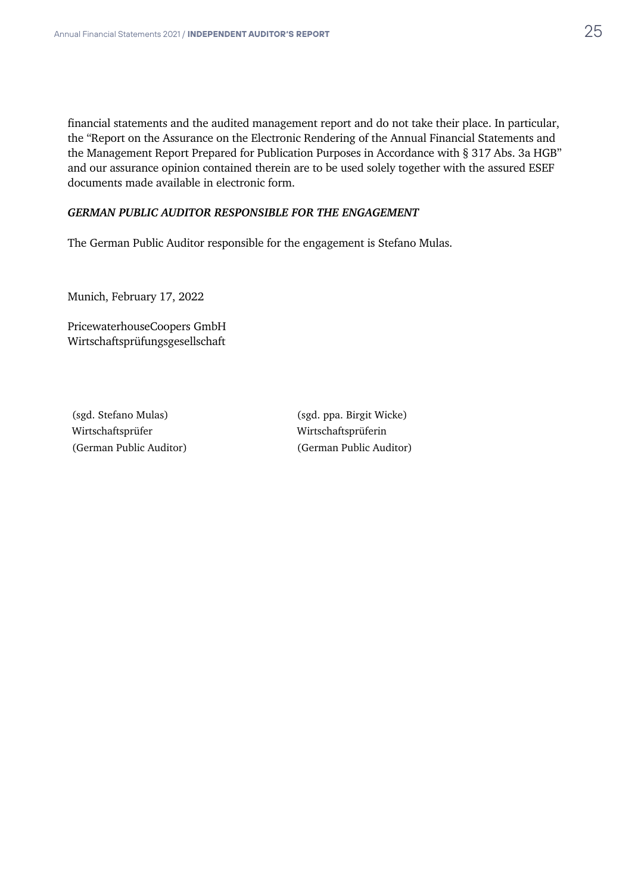financial statements and the audited management report and do not take their place. In particular, the "Report on the Assurance on the Electronic Rendering of the Annual Financial Statements and the Management Report Prepared for Publication Purposes in Accordance with § 317 Abs. 3a HGB" and our assurance opinion contained therein are to be used solely together with the assured ESEF documents made available in electronic form.

### *GERMAN PUBLIC AUDITOR RESPONSIBLE FOR THE ENGAGEMENT*

The German Public Auditor responsible for the engagement is Stefano Mulas.

Munich, February 17, 2022

PricewaterhouseCoopers GmbH
Wirtschaftsprüfungsgesellschaft

(sgd. Stefano Mulas)
Wirtschaftsprüfer
(German Public Auditor)

(sgd. ppa. Birgit Wicke)
Wirtschaftsprüferin
(German Public Auditor)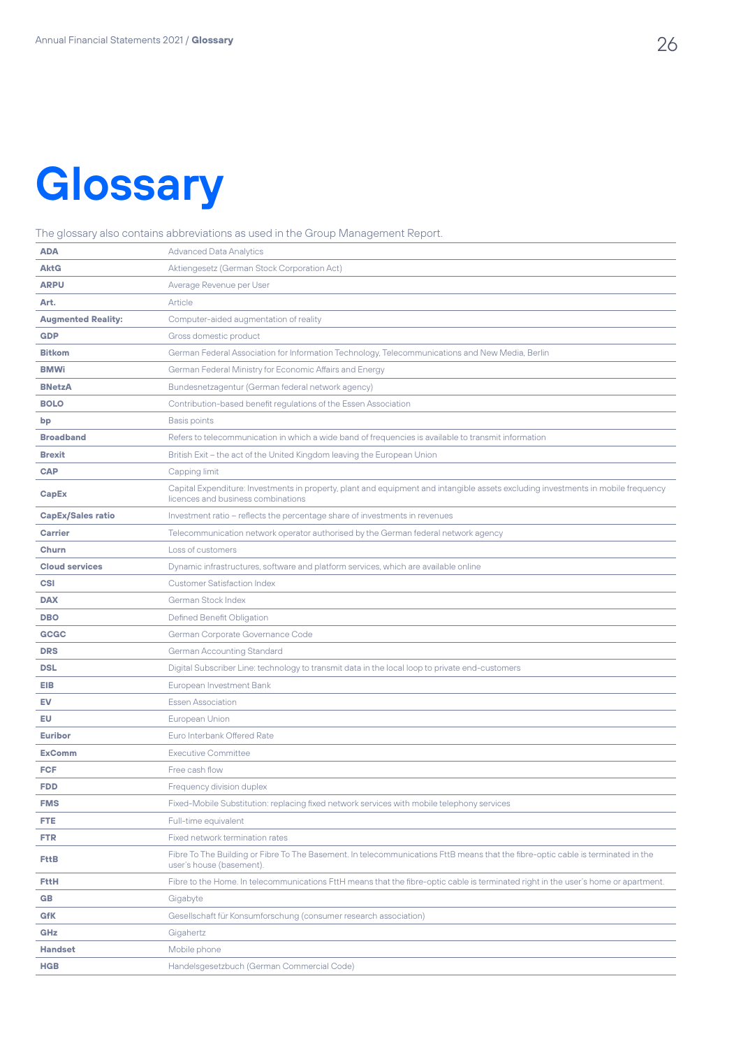# Glossary

The glossary also contains abbreviations as used in the Group Management Report.

| | |
|---|---|
| **ADA** | Advanced Data Analytics |
| **AktG** | Aktiengesetz (German Stock Corporation Act) |
| **ARPU** | Average Revenue per User |
| **Art.** | Article |
| **Augmented Reality:** | Computer-aided augmentation of reality |
| **GDP** | Gross domestic product |
| **Bitkom** | German Federal Association for Information Technology, Telecommunications and New Media, Berlin |
| **BMWi** | German Federal Ministry for Economic Affairs and Energy |
| **BNetzA** | Bundesnetzagentur (German federal network agency) |
| **BOLO** | Contribution-based benefit regulations of the Essen Association |
| **bp** | Basis points |
| **Broadband** | Refers to telecommunication in which a wide band of frequencies is available to transmit information |
| **Brexit** | British Exit – the act of the United Kingdom leaving the European Union |
| **CAP** | Capping limit |
| **CapEx** | Capital Expenditure: Investments in property, plant and equipment and intangible assets excluding investments in mobile frequency licences and business combinations |
| **CapEx/Sales ratio** | Investment ratio – reflects the percentage share of investments in revenues |
| **Carrier** | Telecommunication network operator authorised by the German federal network agency |
| **Churn** | Loss of customers |
| **Cloud services** | Dynamic infrastructures, software and platform services, which are available online |
| **CSI** | Customer Satisfaction Index |
| **DAX** | German Stock Index |
| **DBO** | Defined Benefit Obligation |
| **GCGC** | German Corporate Governance Code |
| **DRS** | German Accounting Standard |
| **DSL** | Digital Subscriber Line: technology to transmit data in the local loop to private end-customers |
| **EIB** | European Investment Bank |
| **EV** | Essen Association |
| **EU** | European Union |
| **Euribor** | Euro Interbank Offered Rate |
| **ExComm** | Executive Committee |
| **FCF** | Free cash flow |
| **FDD** | Frequency division duplex |
| **FMS** | Fixed-Mobile Substitution: replacing fixed network services with mobile telephony services |
| **FTE** | Full-time equivalent |
| **FTR** | Fixed network termination rates |
| **FttB** | Fibre To The Building or Fibre To The Basement. In telecommunications FttB means that the fibre-optic cable is terminated in the user's house (basement). |
| **FttH** | Fibre to the Home. In telecommunications FttH means that the fibre-optic cable is terminated right in the user's home or apartment. |
| **GB** | Gigabyte |
| **GfK** | Gesellschaft für Konsumforschung (consumer research association) |
| **GHz** | Gigahertz |
| **Handset** | Mobile phone |
| **HGB** | Handelsgesetzbuch (German Commercial Code) |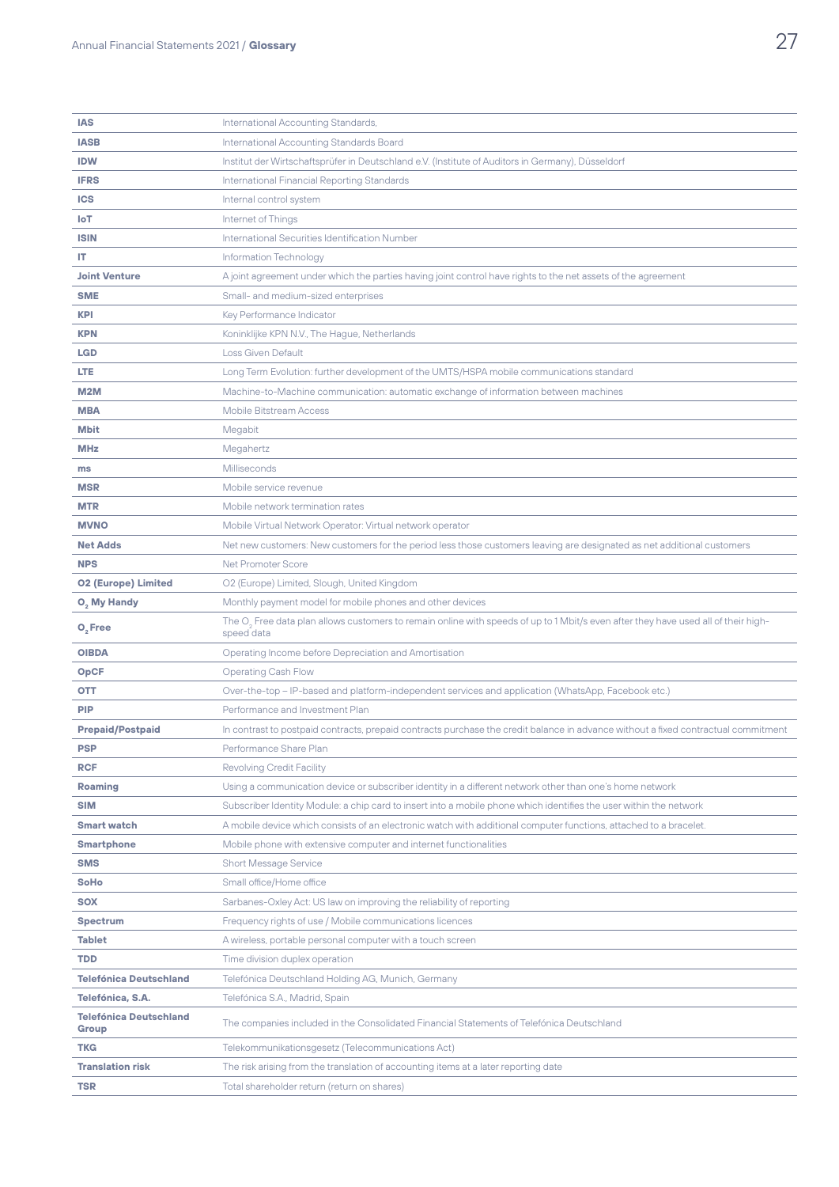| | |
|---|---|
| **IAS** | International Accounting Standards, |
| **IASB** | International Accounting Standards Board |
| **IDW** | Institut der Wirtschaftsprüfer in Deutschland e.V. (Institute of Auditors in Germany), Düsseldorf |
| **IFRS** | International Financial Reporting Standards |
| **ICS** | Internal control system |
| **IoT** | Internet of Things |
| **ISIN** | International Securities Identification Number |
| **IT** | Information Technology |
| **Joint Venture** | A joint agreement under which the parties having joint control have rights to the net assets of the agreement |
| **SME** | Small- and medium-sized enterprises |
| **KPI** | Key Performance Indicator |
| **KPN** | Koninklijke KPN N.V., The Hague, Netherlands |
| **LGD** | Loss Given Default |
| **LTE** | Long Term Evolution: further development of the UMTS/HSPA mobile communications standard |
| **M2M** | Machine-to-Machine communication: automatic exchange of information between machines |
| **MBA** | Mobile Bitstream Access |
| **Mbit** | Megabit |
| **MHz** | Megahertz |
| **ms** | Milliseconds |
| **MSR** | Mobile service revenue |
| **MTR** | Mobile network termination rates |
| **MVNO** | Mobile Virtual Network Operator: Virtual network operator |
| **Net Adds** | Net new customers: New customers for the period less those customers leaving are designated as net additional customers |
| **NPS** | Net Promoter Score |
| **O2 (Europe) Limited** | O2 (Europe) Limited, Slough, United Kingdom |
| **$O_2$ My Handy** | Monthly payment model for mobile phones and other devices |
| **$O_2$ Free** | The $O_2$ Free data plan allows customers to remain online with speeds of up to 1 Mbit/s even after they have used all of their high-speed data |
| **OIBDA** | Operating Income before Depreciation and Amortisation |
| **OpCF** | Operating Cash Flow |
| **OTT** | Over-the-top – IP-based and platform-independent services and application (WhatsApp, Facebook etc.) |
| **PIP** | Performance and Investment Plan |
| **Prepaid/Postpaid** | In contrast to postpaid contracts, prepaid contracts purchase the credit balance in advance without a fixed contractual commitment |
| **PSP** | Performance Share Plan |
| **RCF** | Revolving Credit Facility |
| **Roaming** | Using a communication device or subscriber identity in a different network other than one's home network |
| **SIM** | Subscriber Identity Module: a chip card to insert into a mobile phone which identifies the user within the network |
| **Smart watch** | A mobile device which consists of an electronic watch with additional computer functions, attached to a bracelet. |
| **Smartphone** | Mobile phone with extensive computer and internet functionalities |
| **SMS** | Short Message Service |
| **SoHo** | Small office/Home office |
| **SOX** | Sarbanes-Oxley Act: US law on improving the reliability of reporting |
| **Spectrum** | Frequency rights of use / Mobile communications licences |
| **Tablet** | A wireless, portable personal computer with a touch screen |
| **TDD** | Time division duplex operation |
| **Telefónica Deutschland** | Telefónica Deutschland Holding AG, Munich, Germany |
| **Telefónica, S.A.** | Telefónica S.A., Madrid, Spain |
| **Telefónica Deutschland Group** | The companies included in the Consolidated Financial Statements of Telefónica Deutschland |
| **TKG** | Telekommunikationsgesetz (Telecommunications Act) |
| **Translation risk** | The risk arising from the translation of accounting items at a later reporting date |
| **TSR** | Total shareholder return (return on shares) |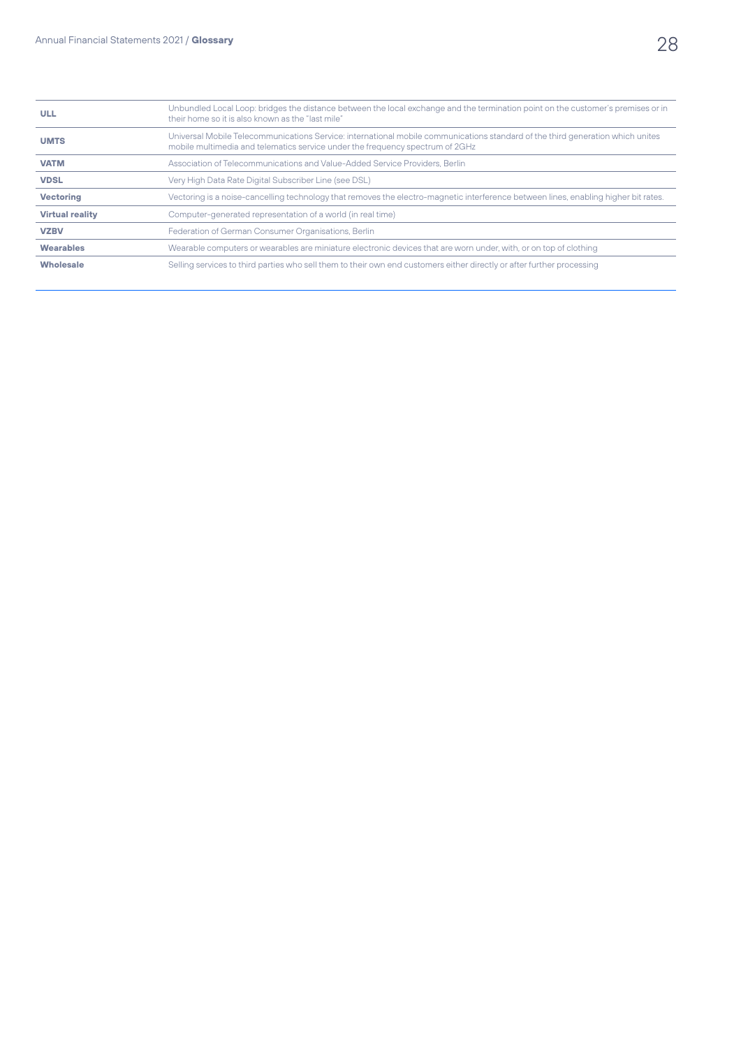| | |
|---|---|
| **ULL** | Unbundled Local Loop: bridges the distance between the local exchange and the termination point on the customer's premises or in their home so it is also known as the "last mile" |
| **UMTS** | Universal Mobile Telecommunications Service: international mobile communications standard of the third generation which unites mobile multimedia and telematics service under the frequency spectrum of 2GHz |
| **VATM** | Association of Telecommunications and Value-Added Service Providers, Berlin |
| **VDSL** | Very High Data Rate Digital Subscriber Line (see DSL) |
| **Vectoring** | Vectoring is a noise-cancelling technology that removes the electro-magnetic interference between lines, enabling higher bit rates. |
| **Virtual reality** | Computer-generated representation of a world (in real time) |
| **VZBV** | Federation of German Consumer Organisations, Berlin |
| **Wearables** | Wearable computers or wearables are miniature electronic devices that are worn under, with, or on top of clothing |
| **Wholesale** | Selling services to third parties who sell them to their own end customers either directly or after further processing |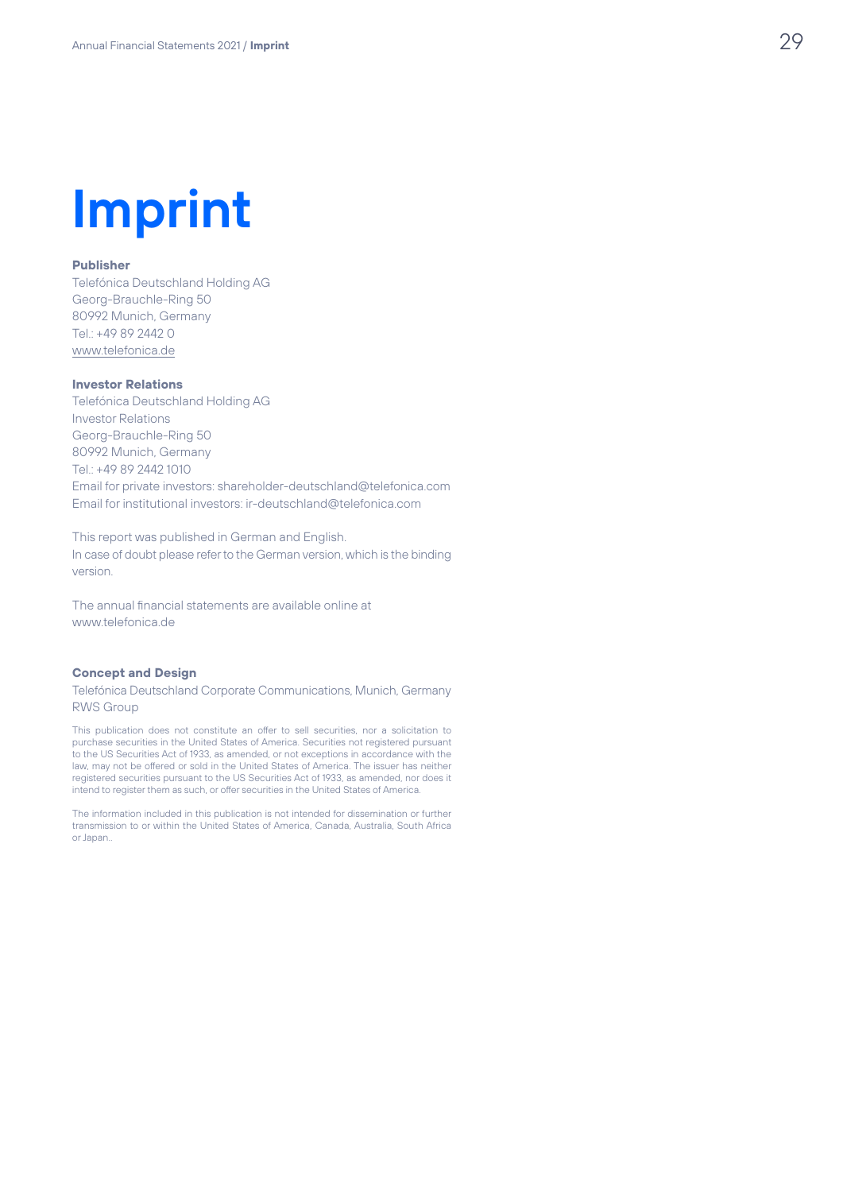# Imprint

**Publisher**

Telefónica Deutschland Holding AG
Georg-Brauchle-Ring 50
80992 Munich, Germany
Tel.: +49 89 2442 0
www.telefonica.de

**Investor Relations**

Telefónica Deutschland Holding AG
Investor Relations
Georg-Brauchle-Ring 50
80992 Munich, Germany
Tel.: +49 89 2442 1010
Email for private investors: shareholder-deutschland@telefonica.com
Email for institutional investors: ir-deutschland@telefonica.com

This report was published in German and English.
In case of doubt please refer to the German version, which is the binding version.

The annual financial statements are available online at
www.telefonica.de

**Concept and Design**

Telefónica Deutschland Corporate Communications, Munich, Germany
RWS Group

This publication does not constitute an offer to sell securities, nor a solicitation to purchase securities in the United States of America. Securities not registered pursuant to the US Securities Act of 1933, as amended, or not exceptions in accordance with the law, may not be offered or sold in the United States of America. The issuer has neither registered securities pursuant to the US Securities Act of 1933, as amended, nor does it intend to register them as such, or offer securities in the United States of America.

The information included in this publication is not intended for dissemination or further transmission to or within the United States of America, Canada, Australia, South Africa or Japan..